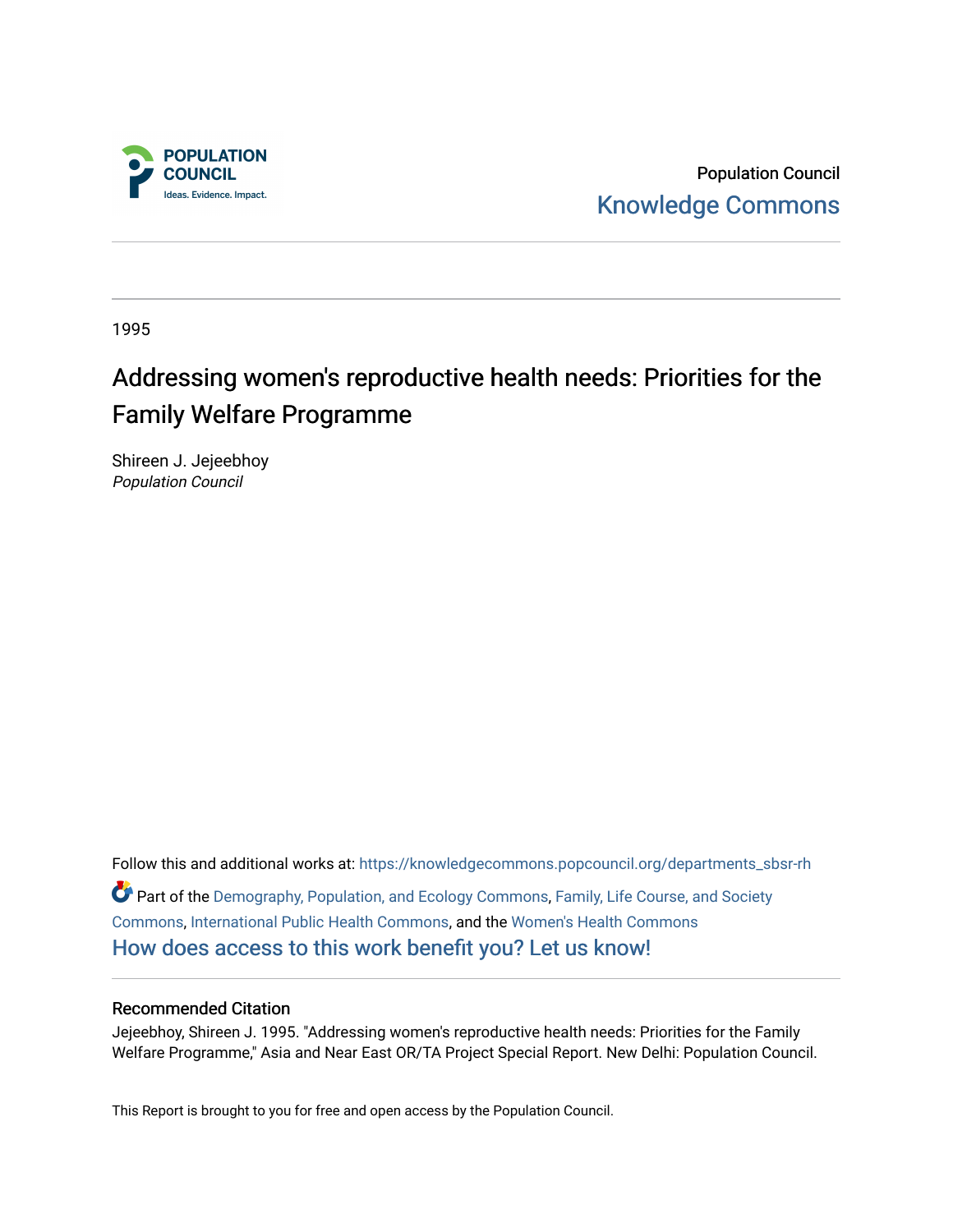POPULATION COUNCIL
Ideas. Evidence. Impact.

Population Council
Knowledge Commons

1995

# Addressing women's reproductive health needs: Priorities for the Family Welfare Programme

Shireen J. Jejeebhoy
*Population Council*

Follow this and additional works at: https://knowledgecommons.popcouncil.org/departments_sbsr-rh

Part of the Demography, Population, and Ecology Commons, Family, Life Course, and Society Commons, International Public Health Commons, and the Women's Health Commons

How does access to this work benefit you? Let us know!

## Recommended Citation

Jejeebhoy, Shireen J. 1995. "Addressing women's reproductive health needs: Priorities for the Family Welfare Programme," Asia and Near East OR/TA Project Special Report. New Delhi: Population Council.

This Report is brought to you for free and open access by the Population Council.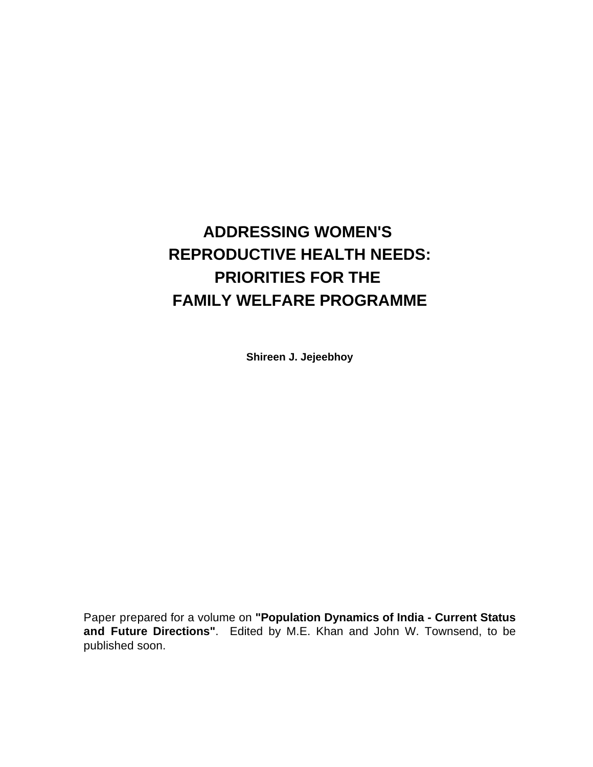# ADDRESSING WOMEN'S REPRODUCTIVE HEALTH NEEDS: PRIORITIES FOR THE FAMILY WELFARE PROGRAMME

**Shireen J. Jejeebhoy**

Paper prepared for a volume on **"Population Dynamics of India - Current Status and Future Directions"**. Edited by M.E. Khan and John W. Townsend, to be published soon.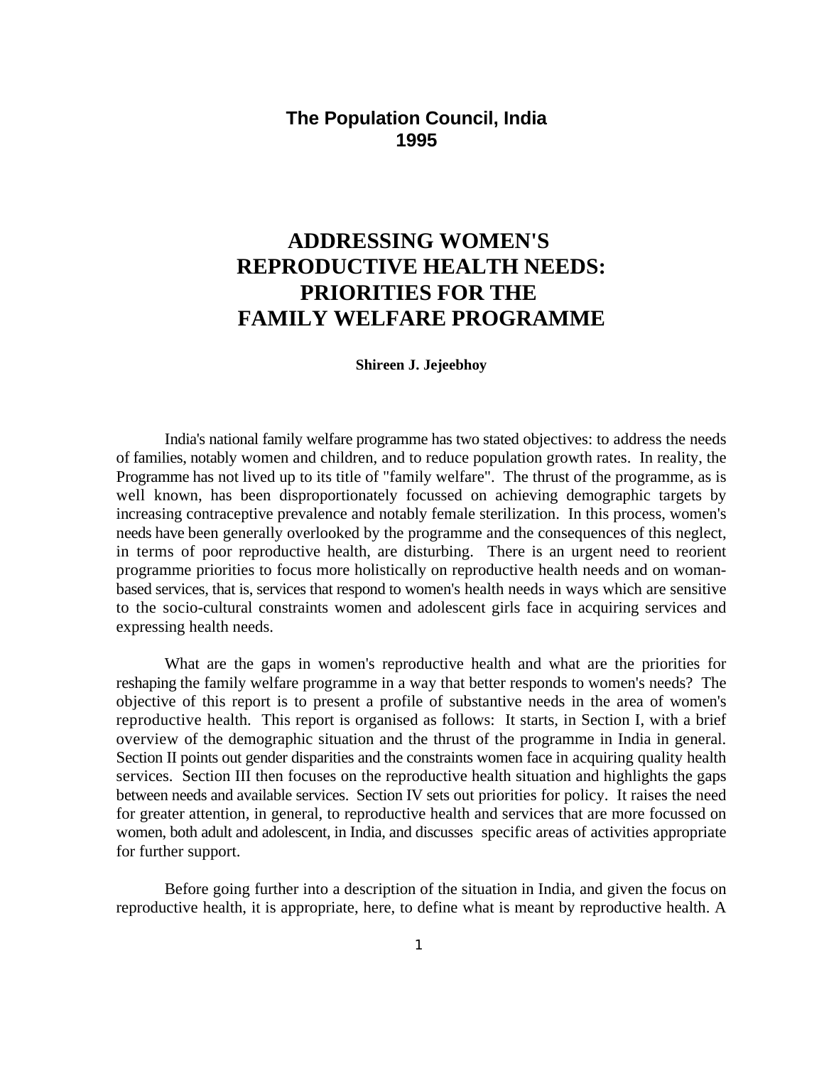**The Population Council, India**
**1995**

# ADDRESSING WOMEN'S REPRODUCTIVE HEALTH NEEDS: PRIORITIES FOR THE FAMILY WELFARE PROGRAMME

**Shireen J. Jejeebhoy**

India's national family welfare programme has two stated objectives: to address the needs of families, notably women and children, and to reduce population growth rates. In reality, the Programme has not lived up to its title of "family welfare". The thrust of the programme, as is well known, has been disproportionately focussed on achieving demographic targets by increasing contraceptive prevalence and notably female sterilization. In this process, women's needs have been generally overlooked by the programme and the consequences of this neglect, in terms of poor reproductive health, are disturbing. There is an urgent need to reorient programme priorities to focus more holistically on reproductive health needs and on woman-based services, that is, services that respond to women's health needs in ways which are sensitive to the socio-cultural constraints women and adolescent girls face in acquiring services and expressing health needs.

What are the gaps in women's reproductive health and what are the priorities for reshaping the family welfare programme in a way that better responds to women's needs? The objective of this report is to present a profile of substantive needs in the area of women's reproductive health. This report is organised as follows: It starts, in Section I, with a brief overview of the demographic situation and the thrust of the programme in India in general. Section II points out gender disparities and the constraints women face in acquiring quality health services. Section III then focuses on the reproductive health situation and highlights the gaps between needs and available services. Section IV sets out priorities for policy. It raises the need for greater attention, in general, to reproductive health and services that are more focussed on women, both adult and adolescent, in India, and discusses specific areas of activities appropriate for further support.

Before going further into a description of the situation in India, and given the focus on reproductive health, it is appropriate, here, to define what is meant by reproductive health. A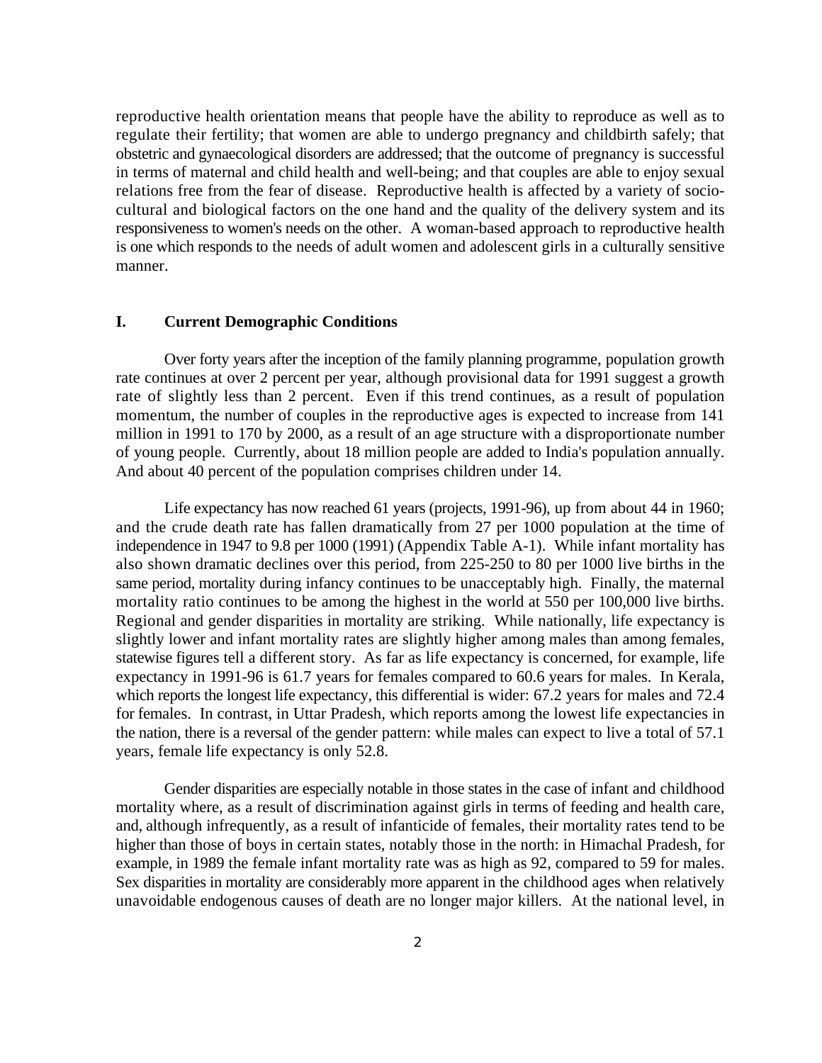reproductive health orientation means that people have the ability to reproduce as well as to regulate their fertility; that women are able to undergo pregnancy and childbirth safely; that obstetric and gynaecological disorders are addressed; that the outcome of pregnancy is successful in terms of maternal and child health and well-being; and that couples are able to enjoy sexual relations free from the fear of disease. Reproductive health is affected by a variety of socio-cultural and biological factors on the one hand and the quality of the delivery system and its responsiveness to women's needs on the other. A woman-based approach to reproductive health is one which responds to the needs of adult women and adolescent girls in a culturally sensitive manner.

## I. Current Demographic Conditions

Over forty years after the inception of the family planning programme, population growth rate continues at over 2 percent per year, although provisional data for 1991 suggest a growth rate of slightly less than 2 percent. Even if this trend continues, as a result of population momentum, the number of couples in the reproductive ages is expected to increase from 141 million in 1991 to 170 by 2000, as a result of an age structure with a disproportionate number of young people. Currently, about 18 million people are added to India's population annually. And about 40 percent of the population comprises children under 14.

Life expectancy has now reached 61 years (projects, 1991-96), up from about 44 in 1960; and the crude death rate has fallen dramatically from 27 per 1000 population at the time of independence in 1947 to 9.8 per 1000 (1991) (Appendix Table A-1). While infant mortality has also shown dramatic declines over this period, from 225-250 to 80 per 1000 live births in the same period, mortality during infancy continues to be unacceptably high. Finally, the maternal mortality ratio continues to be among the highest in the world at 550 per 100,000 live births. Regional and gender disparities in mortality are striking. While nationally, life expectancy is slightly lower and infant mortality rates are slightly higher among males than among females, statewise figures tell a different story. As far as life expectancy is concerned, for example, life expectancy in 1991-96 is 61.7 years for females compared to 60.6 years for males. In Kerala, which reports the longest life expectancy, this differential is wider: 67.2 years for males and 72.4 for females. In contrast, in Uttar Pradesh, which reports among the lowest life expectancies in the nation, there is a reversal of the gender pattern: while males can expect to live a total of 57.1 years, female life expectancy is only 52.8.

Gender disparities are especially notable in those states in the case of infant and childhood mortality where, as a result of discrimination against girls in terms of feeding and health care, and, although infrequently, as a result of infanticide of females, their mortality rates tend to be higher than those of boys in certain states, notably those in the north: in Himachal Pradesh, for example, in 1989 the female infant mortality rate was as high as 92, compared to 59 for males. Sex disparities in mortality are considerably more apparent in the childhood ages when relatively unavoidable endogenous causes of death are no longer major killers. At the national level, in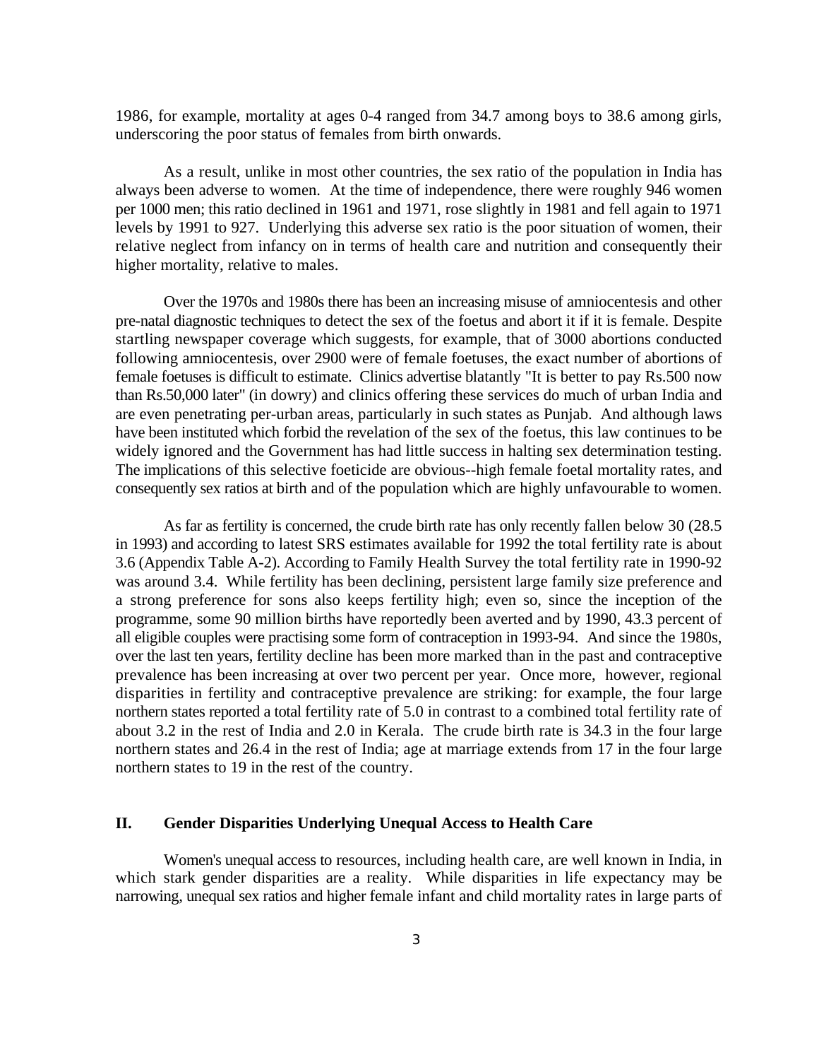1986, for example, mortality at ages 0-4 ranged from 34.7 among boys to 38.6 among girls, underscoring the poor status of females from birth onwards.

As a result, unlike in most other countries, the sex ratio of the population in India has always been adverse to women. At the time of independence, there were roughly 946 women per 1000 men; this ratio declined in 1961 and 1971, rose slightly in 1981 and fell again to 1971 levels by 1991 to 927. Underlying this adverse sex ratio is the poor situation of women, their relative neglect from infancy on in terms of health care and nutrition and consequently their higher mortality, relative to males.

Over the 1970s and 1980s there has been an increasing misuse of amniocentesis and other pre-natal diagnostic techniques to detect the sex of the foetus and abort it if it is female. Despite startling newspaper coverage which suggests, for example, that of 3000 abortions conducted following amniocentesis, over 2900 were of female foetuses, the exact number of abortions of female foetuses is difficult to estimate. Clinics advertise blatantly "It is better to pay Rs.500 now than Rs.50,000 later" (in dowry) and clinics offering these services do much of urban India and are even penetrating per-urban areas, particularly in such states as Punjab. And although laws have been instituted which forbid the revelation of the sex of the foetus, this law continues to be widely ignored and the Government has had little success in halting sex determination testing. The implications of this selective foeticide are obvious--high female foetal mortality rates, and consequently sex ratios at birth and of the population which are highly unfavourable to women.

As far as fertility is concerned, the crude birth rate has only recently fallen below 30 (28.5 in 1993) and according to latest SRS estimates available for 1992 the total fertility rate is about 3.6 (Appendix Table A-2). According to Family Health Survey the total fertility rate in 1990-92 was around 3.4. While fertility has been declining, persistent large family size preference and a strong preference for sons also keeps fertility high; even so, since the inception of the programme, some 90 million births have reportedly been averted and by 1990, 43.3 percent of all eligible couples were practising some form of contraception in 1993-94. And since the 1980s, over the last ten years, fertility decline has been more marked than in the past and contraceptive prevalence has been increasing at over two percent per year. Once more, however, regional disparities in fertility and contraceptive prevalence are striking: for example, the four large northern states reported a total fertility rate of 5.0 in contrast to a combined total fertility rate of about 3.2 in the rest of India and 2.0 in Kerala. The crude birth rate is 34.3 in the four large northern states and 26.4 in the rest of India; age at marriage extends from 17 in the four large northern states to 19 in the rest of the country.

## II. Gender Disparities Underlying Unequal Access to Health Care

Women's unequal access to resources, including health care, are well known in India, in which stark gender disparities are a reality. While disparities in life expectancy may be narrowing, unequal sex ratios and higher female infant and child mortality rates in large parts of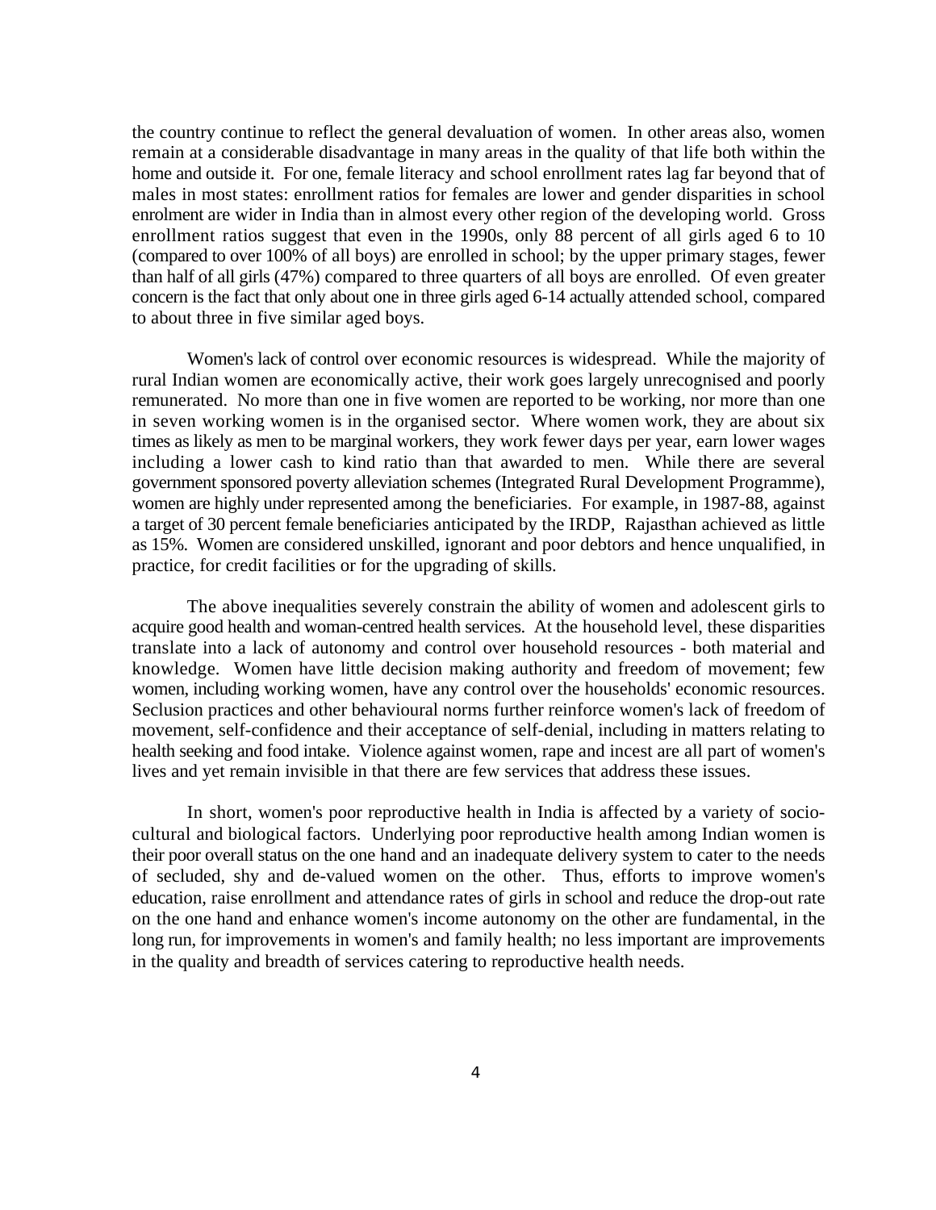the country continue to reflect the general devaluation of women. In other areas also, women remain at a considerable disadvantage in many areas in the quality of that life both within the home and outside it. For one, female literacy and school enrollment rates lag far beyond that of males in most states: enrollment ratios for females are lower and gender disparities in school enrolment are wider in India than in almost every other region of the developing world. Gross enrollment ratios suggest that even in the 1990s, only 88 percent of all girls aged 6 to 10 (compared to over 100% of all boys) are enrolled in school; by the upper primary stages, fewer than half of all girls (47%) compared to three quarters of all boys are enrolled. Of even greater concern is the fact that only about one in three girls aged 6-14 actually attended school, compared to about three in five similar aged boys.

Women's lack of control over economic resources is widespread. While the majority of rural Indian women are economically active, their work goes largely unrecognised and poorly remunerated. No more than one in five women are reported to be working, nor more than one in seven working women is in the organised sector. Where women work, they are about six times as likely as men to be marginal workers, they work fewer days per year, earn lower wages including a lower cash to kind ratio than that awarded to men. While there are several government sponsored poverty alleviation schemes (Integrated Rural Development Programme), women are highly under represented among the beneficiaries. For example, in 1987-88, against a target of 30 percent female beneficiaries anticipated by the IRDP, Rajasthan achieved as little as 15%. Women are considered unskilled, ignorant and poor debtors and hence unqualified, in practice, for credit facilities or for the upgrading of skills.

The above inequalities severely constrain the ability of women and adolescent girls to acquire good health and woman-centred health services. At the household level, these disparities translate into a lack of autonomy and control over household resources - both material and knowledge. Women have little decision making authority and freedom of movement; few women, including working women, have any control over the households' economic resources. Seclusion practices and other behavioural norms further reinforce women's lack of freedom of movement, self-confidence and their acceptance of self-denial, including in matters relating to health seeking and food intake. Violence against women, rape and incest are all part of women's lives and yet remain invisible in that there are few services that address these issues.

In short, women's poor reproductive health in India is affected by a variety of socio-cultural and biological factors. Underlying poor reproductive health among Indian women is their poor overall status on the one hand and an inadequate delivery system to cater to the needs of secluded, shy and de-valued women on the other. Thus, efforts to improve women's education, raise enrollment and attendance rates of girls in school and reduce the drop-out rate on the one hand and enhance women's income autonomy on the other are fundamental, in the long run, for improvements in women's and family health; no less important are improvements in the quality and breadth of services catering to reproductive health needs.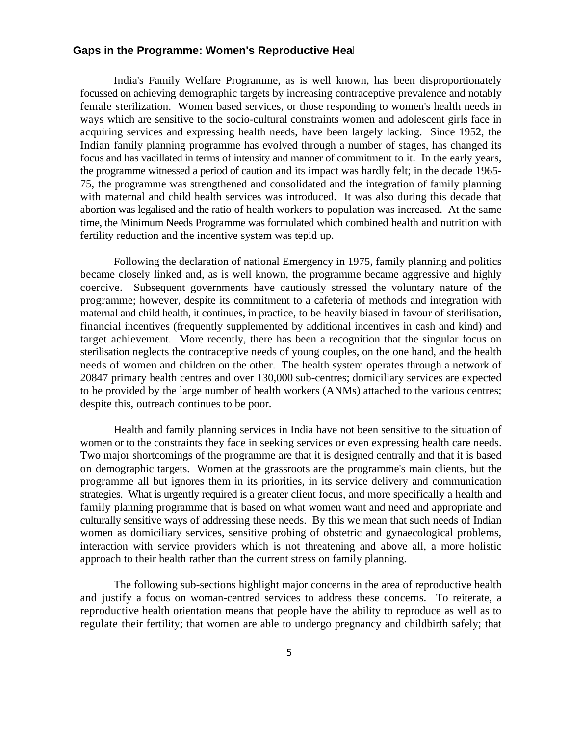## Gaps in the Programme: Women's Reproductive Heal

India's Family Welfare Programme, as is well known, has been disproportionately focussed on achieving demographic targets by increasing contraceptive prevalence and notably female sterilization. Women based services, or those responding to women's health needs in ways which are sensitive to the socio-cultural constraints women and adolescent girls face in acquiring services and expressing health needs, have been largely lacking. Since 1952, the Indian family planning programme has evolved through a number of stages, has changed its focus and has vacillated in terms of intensity and manner of commitment to it. In the early years, the programme witnessed a period of caution and its impact was hardly felt; in the decade 1965-75, the programme was strengthened and consolidated and the integration of family planning with maternal and child health services was introduced. It was also during this decade that abortion was legalised and the ratio of health workers to population was increased. At the same time, the Minimum Needs Programme was formulated which combined health and nutrition with fertility reduction and the incentive system was tepid up.

Following the declaration of national Emergency in 1975, family planning and politics became closely linked and, as is well known, the programme became aggressive and highly coercive. Subsequent governments have cautiously stressed the voluntary nature of the programme; however, despite its commitment to a cafeteria of methods and integration with maternal and child health, it continues, in practice, to be heavily biased in favour of sterilisation, financial incentives (frequently supplemented by additional incentives in cash and kind) and target achievement. More recently, there has been a recognition that the singular focus on sterilisation neglects the contraceptive needs of young couples, on the one hand, and the health needs of women and children on the other. The health system operates through a network of 20847 primary health centres and over 130,000 sub-centres; domiciliary services are expected to be provided by the large number of health workers (ANMs) attached to the various centres; despite this, outreach continues to be poor.

Health and family planning services in India have not been sensitive to the situation of women or to the constraints they face in seeking services or even expressing health care needs. Two major shortcomings of the programme are that it is designed centrally and that it is based on demographic targets. Women at the grassroots are the programme's main clients, but the programme all but ignores them in its priorities, in its service delivery and communication strategies. What is urgently required is a greater client focus, and more specifically a health and family planning programme that is based on what women want and need and appropriate and culturally sensitive ways of addressing these needs. By this we mean that such needs of Indian women as domiciliary services, sensitive probing of obstetric and gynaecological problems, interaction with service providers which is not threatening and above all, a more holistic approach to their health rather than the current stress on family planning.

The following sub-sections highlight major concerns in the area of reproductive health and justify a focus on woman-centred services to address these concerns. To reiterate, a reproductive health orientation means that people have the ability to reproduce as well as to regulate their fertility; that women are able to undergo pregnancy and childbirth safely; that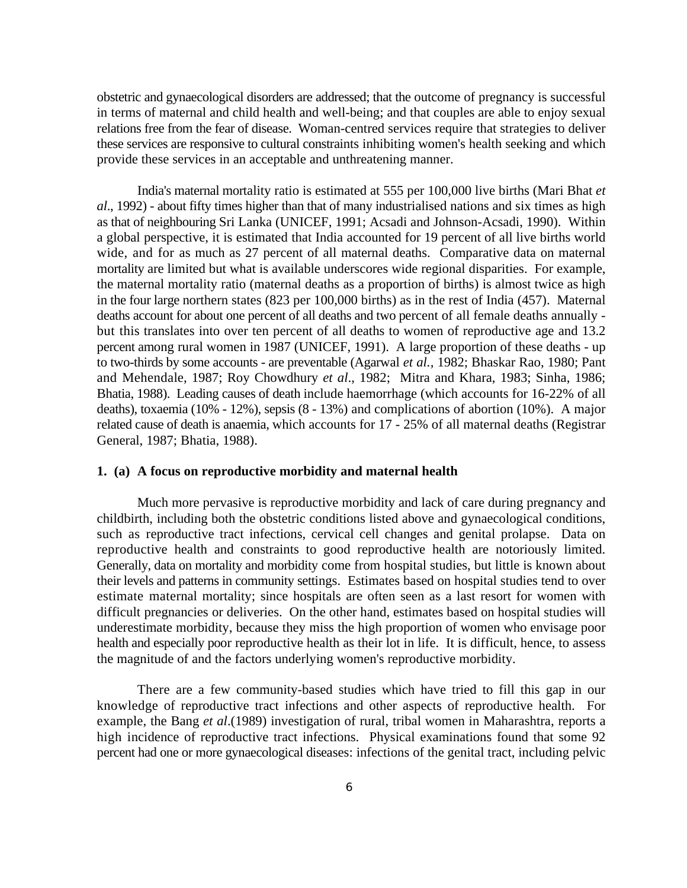obstetric and gynaecological disorders are addressed; that the outcome of pregnancy is successful in terms of maternal and child health and well-being; and that couples are able to enjoy sexual relations free from the fear of disease. Woman-centred services require that strategies to deliver these services are responsive to cultural constraints inhibiting women's health seeking and which provide these services in an acceptable and unthreatening manner.

India's maternal mortality ratio is estimated at 555 per 100,000 live births (Mari Bhat *et al*., 1992) - about fifty times higher than that of many industrialised nations and six times as high as that of neighbouring Sri Lanka (UNICEF, 1991; Acsadi and Johnson-Acsadi, 1990). Within a global perspective, it is estimated that India accounted for 19 percent of all live births world wide, and for as much as 27 percent of all maternal deaths. Comparative data on maternal mortality are limited but what is available underscores wide regional disparities. For example, the maternal mortality ratio (maternal deaths as a proportion of births) is almost twice as high in the four large northern states (823 per 100,000 births) as in the rest of India (457). Maternal deaths account for about one percent of all deaths and two percent of all female deaths annually - but this translates into over ten percent of all deaths to women of reproductive age and 13.2 percent among rural women in 1987 (UNICEF, 1991). A large proportion of these deaths - up to two-thirds by some accounts - are preventable (Agarwal *et al.*, 1982; Bhaskar Rao, 1980; Pant and Mehendale, 1987; Roy Chowdhury *et al*., 1982; Mitra and Khara, 1983; Sinha, 1986; Bhatia, 1988). Leading causes of death include haemorrhage (which accounts for 16-22% of all deaths), toxaemia (10% - 12%), sepsis (8 - 13%) and complications of abortion (10%). A major related cause of death is anaemia, which accounts for 17 - 25% of all maternal deaths (Registrar General, 1987; Bhatia, 1988).

**1. (a) A focus on reproductive morbidity and maternal health**

Much more pervasive is reproductive morbidity and lack of care during pregnancy and childbirth, including both the obstetric conditions listed above and gynaecological conditions, such as reproductive tract infections, cervical cell changes and genital prolapse. Data on reproductive health and constraints to good reproductive health are notoriously limited. Generally, data on mortality and morbidity come from hospital studies, but little is known about their levels and patterns in community settings. Estimates based on hospital studies tend to over estimate maternal mortality; since hospitals are often seen as a last resort for women with difficult pregnancies or deliveries. On the other hand, estimates based on hospital studies will underestimate morbidity, because they miss the high proportion of women who envisage poor health and especially poor reproductive health as their lot in life. It is difficult, hence, to assess the magnitude of and the factors underlying women's reproductive morbidity.

There are a few community-based studies which have tried to fill this gap in our knowledge of reproductive tract infections and other aspects of reproductive health. For example, the Bang *et al*.(1989) investigation of rural, tribal women in Maharashtra, reports a high incidence of reproductive tract infections. Physical examinations found that some 92 percent had one or more gynaecological diseases: infections of the genital tract, including pelvic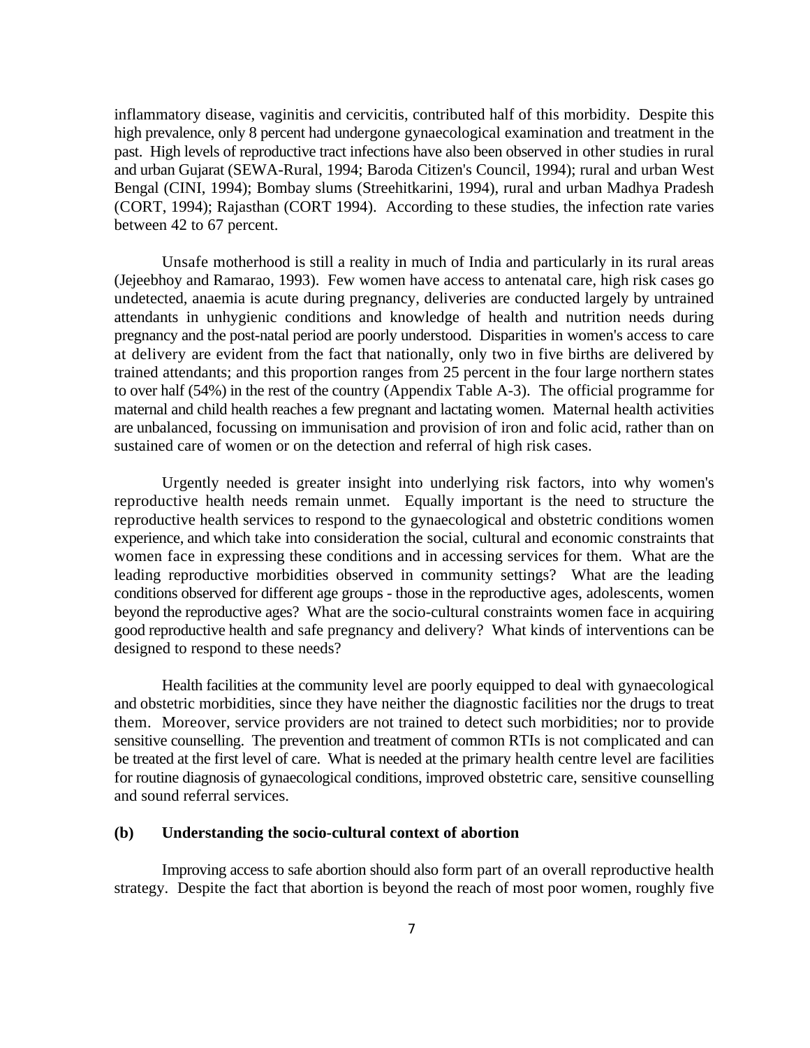inflammatory disease, vaginitis and cervicitis, contributed half of this morbidity. Despite this high prevalence, only 8 percent had undergone gynaecological examination and treatment in the past. High levels of reproductive tract infections have also been observed in other studies in rural and urban Gujarat (SEWA-Rural, 1994; Baroda Citizen's Council, 1994); rural and urban West Bengal (CINI, 1994); Bombay slums (Streehitkarini, 1994), rural and urban Madhya Pradesh (CORT, 1994); Rajasthan (CORT 1994). According to these studies, the infection rate varies between 42 to 67 percent.

Unsafe motherhood is still a reality in much of India and particularly in its rural areas (Jejeebhoy and Ramarao, 1993). Few women have access to antenatal care, high risk cases go undetected, anaemia is acute during pregnancy, deliveries are conducted largely by untrained attendants in unhygienic conditions and knowledge of health and nutrition needs during pregnancy and the post-natal period are poorly understood. Disparities in women's access to care at delivery are evident from the fact that nationally, only two in five births are delivered by trained attendants; and this proportion ranges from 25 percent in the four large northern states to over half (54%) in the rest of the country (Appendix Table A-3). The official programme for maternal and child health reaches a few pregnant and lactating women. Maternal health activities are unbalanced, focussing on immunisation and provision of iron and folic acid, rather than on sustained care of women or on the detection and referral of high risk cases.

Urgently needed is greater insight into underlying risk factors, into why women's reproductive health needs remain unmet. Equally important is the need to structure the reproductive health services to respond to the gynaecological and obstetric conditions women experience, and which take into consideration the social, cultural and economic constraints that women face in expressing these conditions and in accessing services for them. What are the leading reproductive morbidities observed in community settings? What are the leading conditions observed for different age groups - those in the reproductive ages, adolescents, women beyond the reproductive ages? What are the socio-cultural constraints women face in acquiring good reproductive health and safe pregnancy and delivery? What kinds of interventions can be designed to respond to these needs?

Health facilities at the community level are poorly equipped to deal with gynaecological and obstetric morbidities, since they have neither the diagnostic facilities nor the drugs to treat them. Moreover, service providers are not trained to detect such morbidities; nor to provide sensitive counselling. The prevention and treatment of common RTIs is not complicated and can be treated at the first level of care. What is needed at the primary health centre level are facilities for routine diagnosis of gynaecological conditions, improved obstetric care, sensitive counselling and sound referral services.

### (b) Understanding the socio-cultural context of abortion

Improving access to safe abortion should also form part of an overall reproductive health strategy. Despite the fact that abortion is beyond the reach of most poor women, roughly five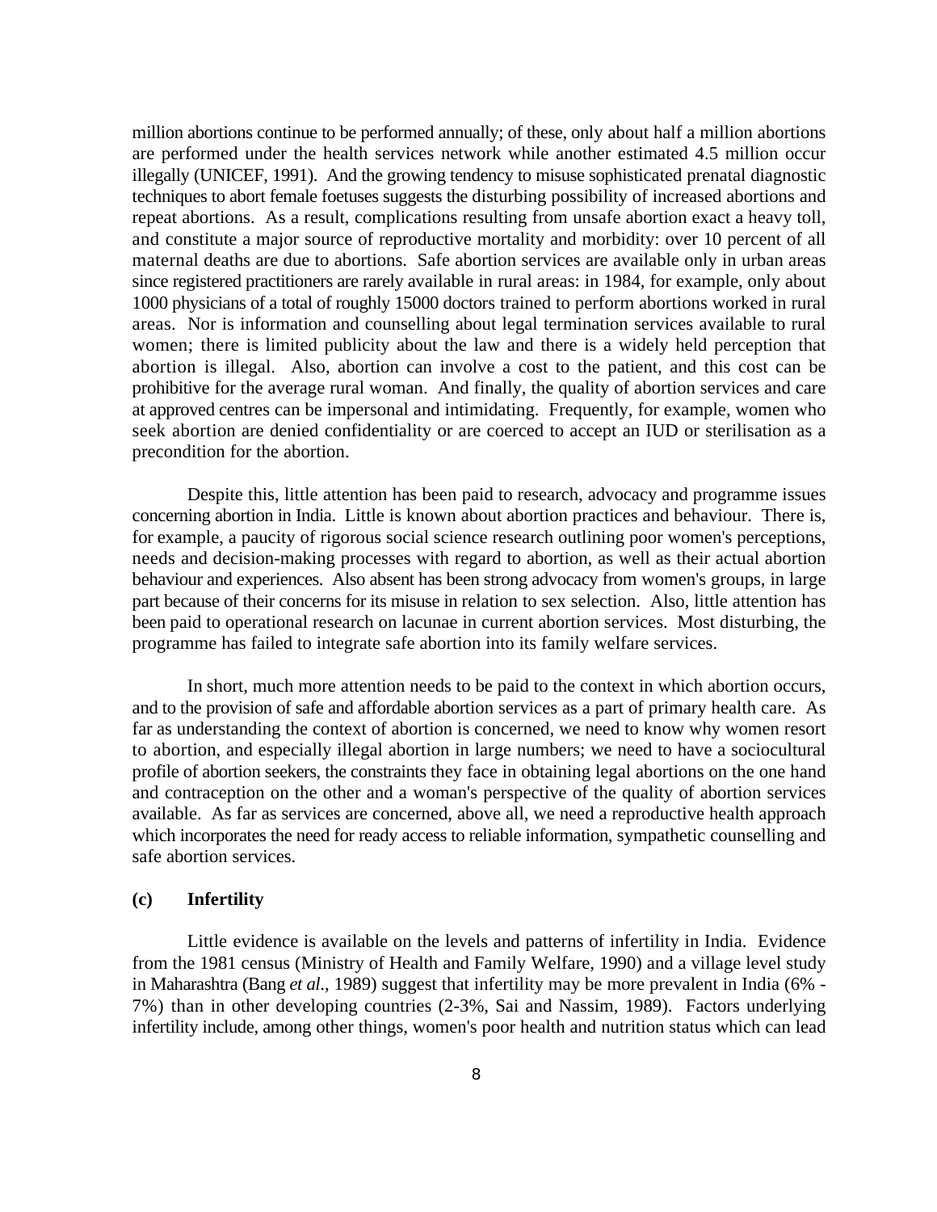million abortions continue to be performed annually; of these, only about half a million abortions are performed under the health services network while another estimated 4.5 million occur illegally (UNICEF, 1991). And the growing tendency to misuse sophisticated prenatal diagnostic techniques to abort female foetuses suggests the disturbing possibility of increased abortions and repeat abortions. As a result, complications resulting from unsafe abortion exact a heavy toll, and constitute a major source of reproductive mortality and morbidity: over 10 percent of all maternal deaths are due to abortions. Safe abortion services are available only in urban areas since registered practitioners are rarely available in rural areas: in 1984, for example, only about 1000 physicians of a total of roughly 15000 doctors trained to perform abortions worked in rural areas. Nor is information and counselling about legal termination services available to rural women; there is limited publicity about the law and there is a widely held perception that abortion is illegal. Also, abortion can involve a cost to the patient, and this cost can be prohibitive for the average rural woman. And finally, the quality of abortion services and care at approved centres can be impersonal and intimidating. Frequently, for example, women who seek abortion are denied confidentiality or are coerced to accept an IUD or sterilisation as a precondition for the abortion.

Despite this, little attention has been paid to research, advocacy and programme issues concerning abortion in India. Little is known about abortion practices and behaviour. There is, for example, a paucity of rigorous social science research outlining poor women's perceptions, needs and decision-making processes with regard to abortion, as well as their actual abortion behaviour and experiences. Also absent has been strong advocacy from women's groups, in large part because of their concerns for its misuse in relation to sex selection. Also, little attention has been paid to operational research on lacunae in current abortion services. Most disturbing, the programme has failed to integrate safe abortion into its family welfare services.

In short, much more attention needs to be paid to the context in which abortion occurs, and to the provision of safe and affordable abortion services as a part of primary health care. As far as understanding the context of abortion is concerned, we need to know why women resort to abortion, and especially illegal abortion in large numbers; we need to have a sociocultural profile of abortion seekers, the constraints they face in obtaining legal abortions on the one hand and contraception on the other and a woman's perspective of the quality of abortion services available. As far as services are concerned, above all, we need a reproductive health approach which incorporates the need for ready access to reliable information, sympathetic counselling and safe abortion services.

### (c) Infertility

Little evidence is available on the levels and patterns of infertility in India. Evidence from the 1981 census (Ministry of Health and Family Welfare, 1990) and a village level study in Maharashtra (Bang *et al*., 1989) suggest that infertility may be more prevalent in India (6% - 7%) than in other developing countries (2-3%, Sai and Nassim, 1989). Factors underlying infertility include, among other things, women's poor health and nutrition status which can lead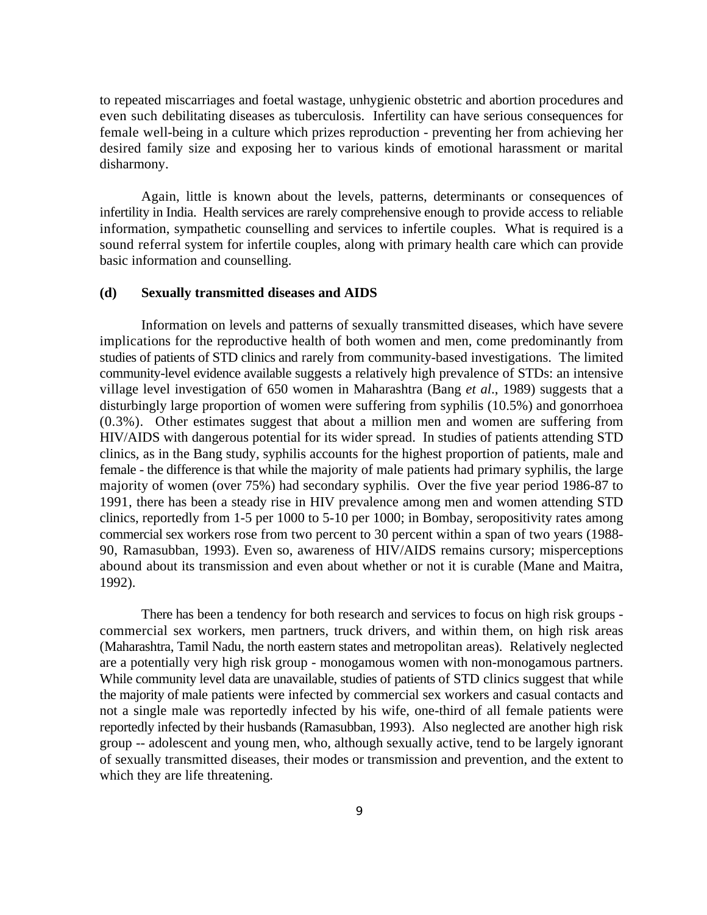to repeated miscarriages and foetal wastage, unhygienic obstetric and abortion procedures and even such debilitating diseases as tuberculosis. Infertility can have serious consequences for female well-being in a culture which prizes reproduction - preventing her from achieving her desired family size and exposing her to various kinds of emotional harassment or marital disharmony.

Again, little is known about the levels, patterns, determinants or consequences of infertility in India. Health services are rarely comprehensive enough to provide access to reliable information, sympathetic counselling and services to infertile couples. What is required is a sound referral system for infertile couples, along with primary health care which can provide basic information and counselling.

### (d) Sexually transmitted diseases and AIDS

Information on levels and patterns of sexually transmitted diseases, which have severe implications for the reproductive health of both women and men, come predominantly from studies of patients of STD clinics and rarely from community-based investigations. The limited community-level evidence available suggests a relatively high prevalence of STDs: an intensive village level investigation of 650 women in Maharashtra (Bang *et al*., 1989) suggests that a disturbingly large proportion of women were suffering from syphilis (10.5%) and gonorrhoea (0.3%). Other estimates suggest that about a million men and women are suffering from HIV/AIDS with dangerous potential for its wider spread. In studies of patients attending STD clinics, as in the Bang study, syphilis accounts for the highest proportion of patients, male and female - the difference is that while the majority of male patients had primary syphilis, the large majority of women (over 75%) had secondary syphilis. Over the five year period 1986-87 to 1991, there has been a steady rise in HIV prevalence among men and women attending STD clinics, reportedly from 1-5 per 1000 to 5-10 per 1000; in Bombay, seropositivity rates among commercial sex workers rose from two percent to 30 percent within a span of two years (1988-90, Ramasubban, 1993). Even so, awareness of HIV/AIDS remains cursory; misperceptions abound about its transmission and even about whether or not it is curable (Mane and Maitra, 1992).

There has been a tendency for both research and services to focus on high risk groups - commercial sex workers, men partners, truck drivers, and within them, on high risk areas (Maharashtra, Tamil Nadu, the north eastern states and metropolitan areas). Relatively neglected are a potentially very high risk group - monogamous women with non-monogamous partners. While community level data are unavailable, studies of patients of STD clinics suggest that while the majority of male patients were infected by commercial sex workers and casual contacts and not a single male was reportedly infected by his wife, one-third of all female patients were reportedly infected by their husbands (Ramasubban, 1993). Also neglected are another high risk group -- adolescent and young men, who, although sexually active, tend to be largely ignorant of sexually transmitted diseases, their modes or transmission and prevention, and the extent to which they are life threatening.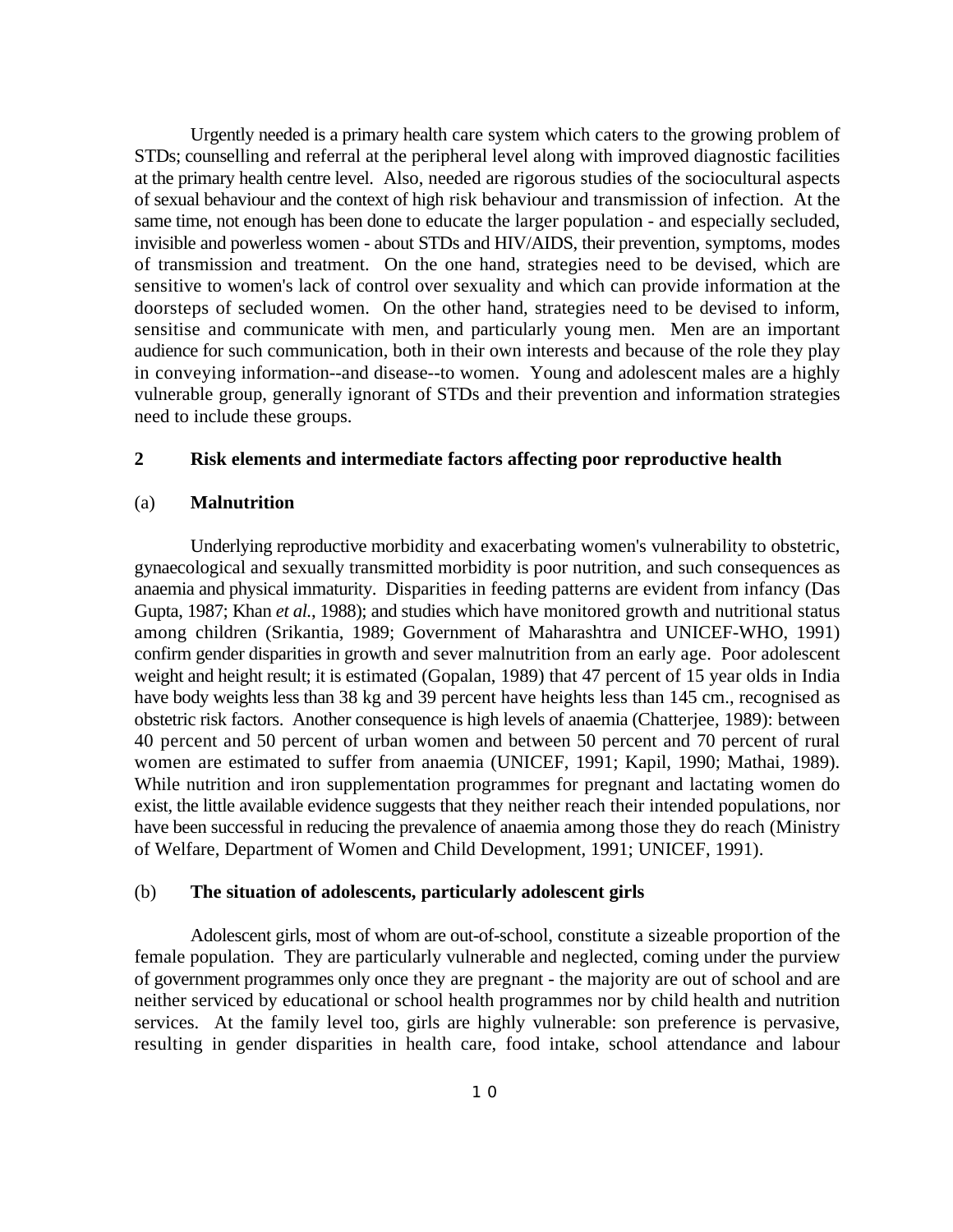Urgently needed is a primary health care system which caters to the growing problem of STDs; counselling and referral at the peripheral level along with improved diagnostic facilities at the primary health centre level. Also, needed are rigorous studies of the sociocultural aspects of sexual behaviour and the context of high risk behaviour and transmission of infection. At the same time, not enough has been done to educate the larger population - and especially secluded, invisible and powerless women - about STDs and HIV/AIDS, their prevention, symptoms, modes of transmission and treatment. On the one hand, strategies need to be devised, which are sensitive to women's lack of control over sexuality and which can provide information at the doorsteps of secluded women. On the other hand, strategies need to be devised to inform, sensitise and communicate with men, and particularly young men. Men are an important audience for such communication, both in their own interests and because of the role they play in conveying information--and disease--to women. Young and adolescent males are a highly vulnerable group, generally ignorant of STDs and their prevention and information strategies need to include these groups.

## 2 Risk elements and intermediate factors affecting poor reproductive health

### (a) Malnutrition

Underlying reproductive morbidity and exacerbating women's vulnerability to obstetric, gynaecological and sexually transmitted morbidity is poor nutrition, and such consequences as anaemia and physical immaturity. Disparities in feeding patterns are evident from infancy (Das Gupta, 1987; Khan *et al.*, 1988); and studies which have monitored growth and nutritional status among children (Srikantia, 1989; Government of Maharashtra and UNICEF-WHO, 1991) confirm gender disparities in growth and sever malnutrition from an early age. Poor adolescent weight and height result; it is estimated (Gopalan, 1989) that 47 percent of 15 year olds in India have body weights less than 38 kg and 39 percent have heights less than 145 cm., recognised as obstetric risk factors. Another consequence is high levels of anaemia (Chatterjee, 1989): between 40 percent and 50 percent of urban women and between 50 percent and 70 percent of rural women are estimated to suffer from anaemia (UNICEF, 1991; Kapil, 1990; Mathai, 1989). While nutrition and iron supplementation programmes for pregnant and lactating women do exist, the little available evidence suggests that they neither reach their intended populations, nor have been successful in reducing the prevalence of anaemia among those they do reach (Ministry of Welfare, Department of Women and Child Development, 1991; UNICEF, 1991).

### (b) The situation of adolescents, particularly adolescent girls

Adolescent girls, most of whom are out-of-school, constitute a sizeable proportion of the female population. They are particularly vulnerable and neglected, coming under the purview of government programmes only once they are pregnant - the majority are out of school and are neither serviced by educational or school health programmes nor by child health and nutrition services. At the family level too, girls are highly vulnerable: son preference is pervasive, resulting in gender disparities in health care, food intake, school attendance and labour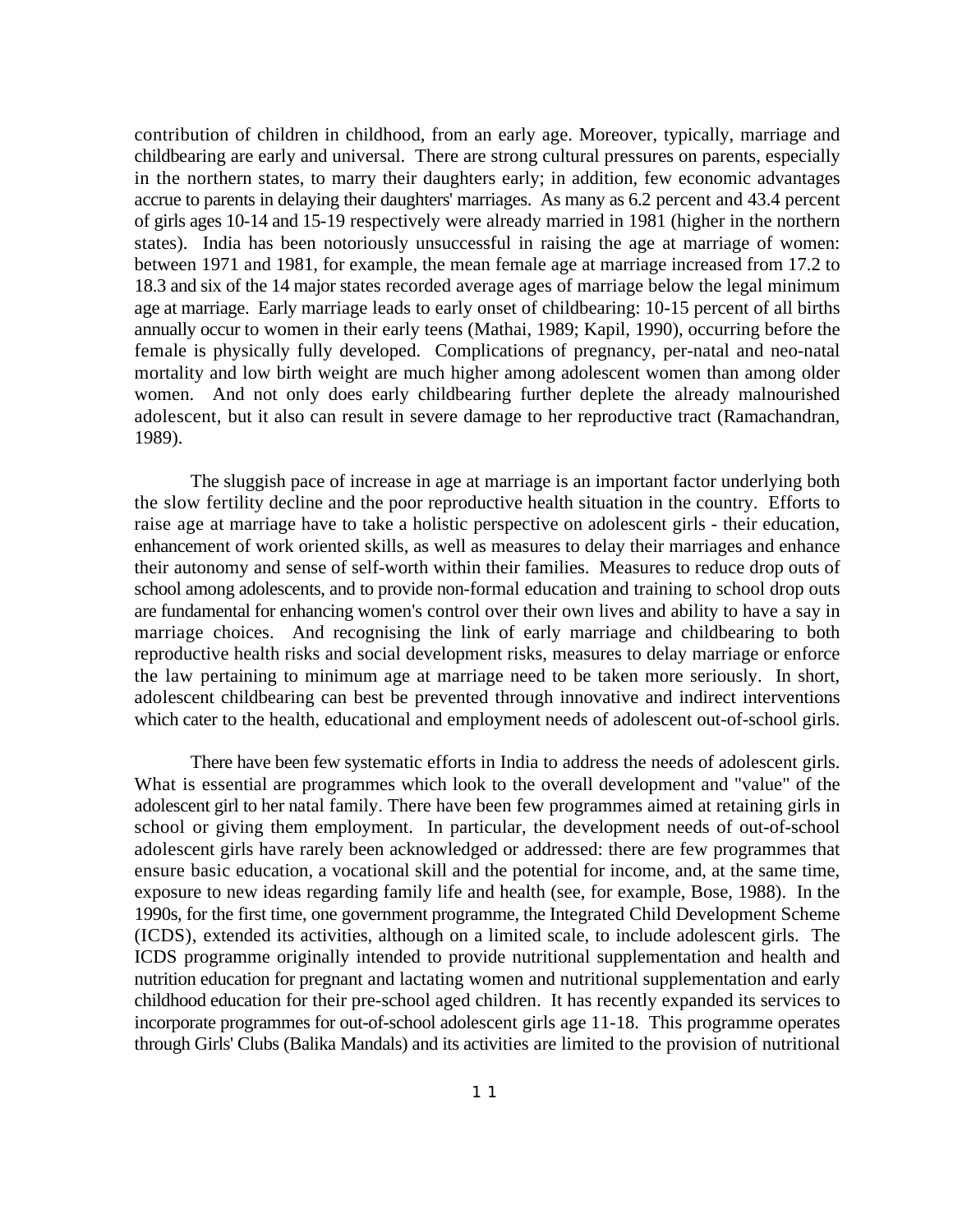contribution of children in childhood, from an early age. Moreover, typically, marriage and childbearing are early and universal. There are strong cultural pressures on parents, especially in the northern states, to marry their daughters early; in addition, few economic advantages accrue to parents in delaying their daughters' marriages. As many as 6.2 percent and 43.4 percent of girls ages 10-14 and 15-19 respectively were already married in 1981 (higher in the northern states). India has been notoriously unsuccessful in raising the age at marriage of women: between 1971 and 1981, for example, the mean female age at marriage increased from 17.2 to 18.3 and six of the 14 major states recorded average ages of marriage below the legal minimum age at marriage. Early marriage leads to early onset of childbearing: 10-15 percent of all births annually occur to women in their early teens (Mathai, 1989; Kapil, 1990), occurring before the female is physically fully developed. Complications of pregnancy, per-natal and neo-natal mortality and low birth weight are much higher among adolescent women than among older women. And not only does early childbearing further deplete the already malnourished adolescent, but it also can result in severe damage to her reproductive tract (Ramachandran, 1989).

The sluggish pace of increase in age at marriage is an important factor underlying both the slow fertility decline and the poor reproductive health situation in the country. Efforts to raise age at marriage have to take a holistic perspective on adolescent girls - their education, enhancement of work oriented skills, as well as measures to delay their marriages and enhance their autonomy and sense of self-worth within their families. Measures to reduce drop outs of school among adolescents, and to provide non-formal education and training to school drop outs are fundamental for enhancing women's control over their own lives and ability to have a say in marriage choices. And recognising the link of early marriage and childbearing to both reproductive health risks and social development risks, measures to delay marriage or enforce the law pertaining to minimum age at marriage need to be taken more seriously. In short, adolescent childbearing can best be prevented through innovative and indirect interventions which cater to the health, educational and employment needs of adolescent out-of-school girls.

There have been few systematic efforts in India to address the needs of adolescent girls. What is essential are programmes which look to the overall development and "value" of the adolescent girl to her natal family. There have been few programmes aimed at retaining girls in school or giving them employment. In particular, the development needs of out-of-school adolescent girls have rarely been acknowledged or addressed: there are few programmes that ensure basic education, a vocational skill and the potential for income, and, at the same time, exposure to new ideas regarding family life and health (see, for example, Bose, 1988). In the 1990s, for the first time, one government programme, the Integrated Child Development Scheme (ICDS), extended its activities, although on a limited scale, to include adolescent girls. The ICDS programme originally intended to provide nutritional supplementation and health and nutrition education for pregnant and lactating women and nutritional supplementation and early childhood education for their pre-school aged children. It has recently expanded its services to incorporate programmes for out-of-school adolescent girls age 11-18. This programme operates through Girls' Clubs (Balika Mandals) and its activities are limited to the provision of nutritional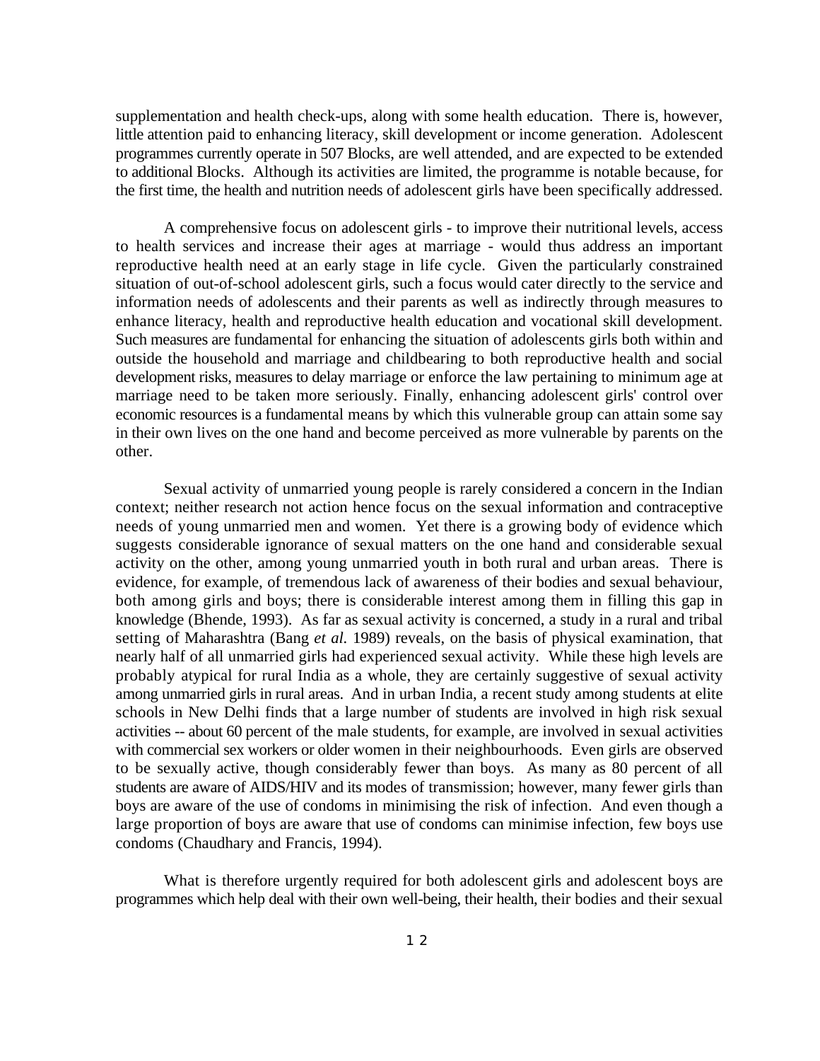supplementation and health check-ups, along with some health education. There is, however, little attention paid to enhancing literacy, skill development or income generation. Adolescent programmes currently operate in 507 Blocks, are well attended, and are expected to be extended to additional Blocks. Although its activities are limited, the programme is notable because, for the first time, the health and nutrition needs of adolescent girls have been specifically addressed.

A comprehensive focus on adolescent girls - to improve their nutritional levels, access to health services and increase their ages at marriage - would thus address an important reproductive health need at an early stage in life cycle. Given the particularly constrained situation of out-of-school adolescent girls, such a focus would cater directly to the service and information needs of adolescents and their parents as well as indirectly through measures to enhance literacy, health and reproductive health education and vocational skill development. Such measures are fundamental for enhancing the situation of adolescents girls both within and outside the household and marriage and childbearing to both reproductive health and social development risks, measures to delay marriage or enforce the law pertaining to minimum age at marriage need to be taken more seriously. Finally, enhancing adolescent girls' control over economic resources is a fundamental means by which this vulnerable group can attain some say in their own lives on the one hand and become perceived as more vulnerable by parents on the other.

Sexual activity of unmarried young people is rarely considered a concern in the Indian context; neither research not action hence focus on the sexual information and contraceptive needs of young unmarried men and women. Yet there is a growing body of evidence which suggests considerable ignorance of sexual matters on the one hand and considerable sexual activity on the other, among young unmarried youth in both rural and urban areas. There is evidence, for example, of tremendous lack of awareness of their bodies and sexual behaviour, both among girls and boys; there is considerable interest among them in filling this gap in knowledge (Bhende, 1993). As far as sexual activity is concerned, a study in a rural and tribal setting of Maharashtra (Bang *et al.* 1989) reveals, on the basis of physical examination, that nearly half of all unmarried girls had experienced sexual activity. While these high levels are probably atypical for rural India as a whole, they are certainly suggestive of sexual activity among unmarried girls in rural areas. And in urban India, a recent study among students at elite schools in New Delhi finds that a large number of students are involved in high risk sexual activities -- about 60 percent of the male students, for example, are involved in sexual activities with commercial sex workers or older women in their neighbourhoods. Even girls are observed to be sexually active, though considerably fewer than boys. As many as 80 percent of all students are aware of AIDS/HIV and its modes of transmission; however, many fewer girls than boys are aware of the use of condoms in minimising the risk of infection. And even though a large proportion of boys are aware that use of condoms can minimise infection, few boys use condoms (Chaudhary and Francis, 1994).

What is therefore urgently required for both adolescent girls and adolescent boys are programmes which help deal with their own well-being, their health, their bodies and their sexual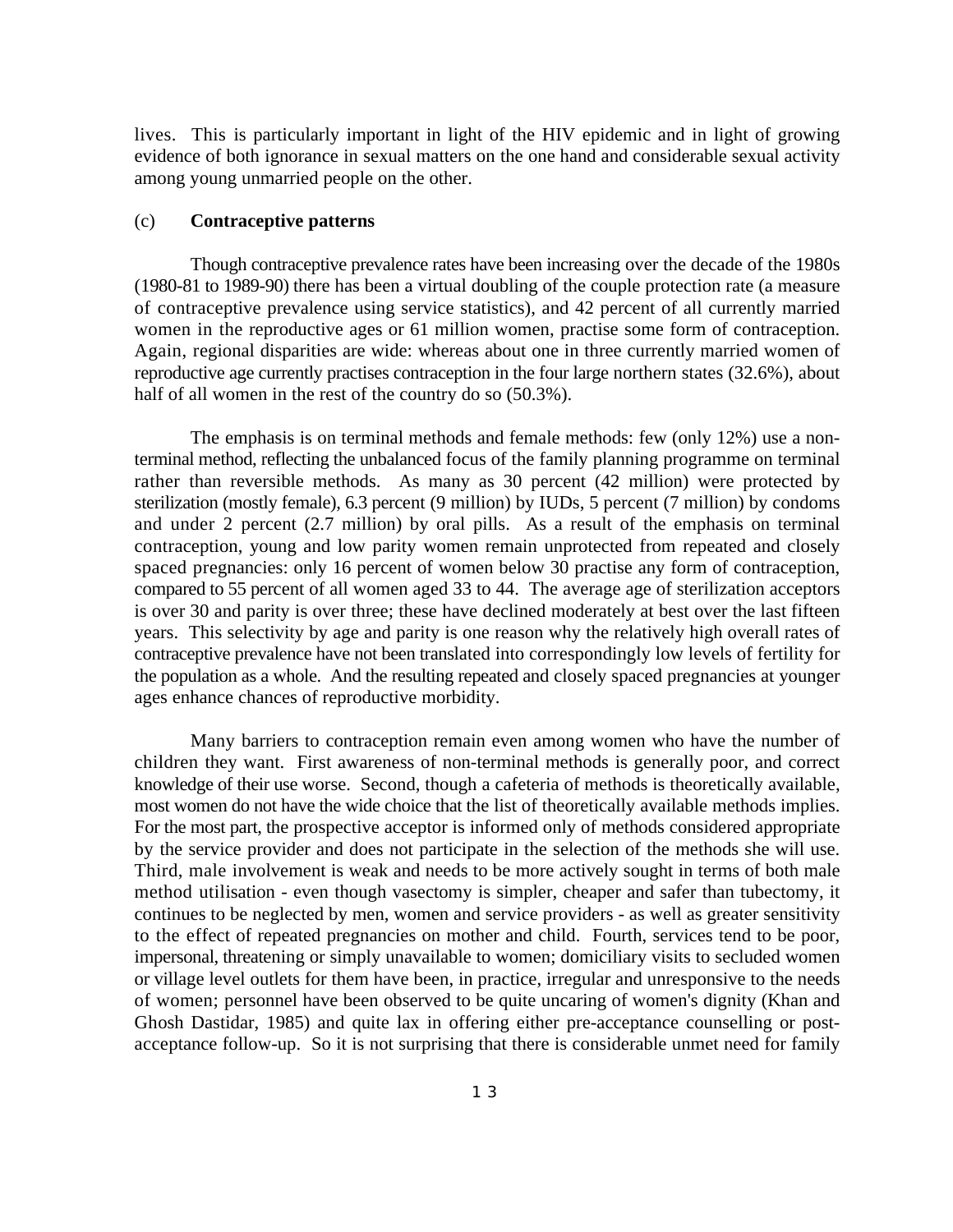lives. This is particularly important in light of the HIV epidemic and in light of growing evidence of both ignorance in sexual matters on the one hand and considerable sexual activity among young unmarried people on the other.

### (c) **Contraceptive patterns**

Though contraceptive prevalence rates have been increasing over the decade of the 1980s (1980-81 to 1989-90) there has been a virtual doubling of the couple protection rate (a measure of contraceptive prevalence using service statistics), and 42 percent of all currently married women in the reproductive ages or 61 million women, practise some form of contraception. Again, regional disparities are wide: whereas about one in three currently married women of reproductive age currently practises contraception in the four large northern states (32.6%), about half of all women in the rest of the country do so (50.3%).

The emphasis is on terminal methods and female methods: few (only 12%) use a non-terminal method, reflecting the unbalanced focus of the family planning programme on terminal rather than reversible methods. As many as 30 percent (42 million) were protected by sterilization (mostly female), 6.3 percent (9 million) by IUDs, 5 percent (7 million) by condoms and under 2 percent (2.7 million) by oral pills. As a result of the emphasis on terminal contraception, young and low parity women remain unprotected from repeated and closely spaced pregnancies: only 16 percent of women below 30 practise any form of contraception, compared to 55 percent of all women aged 33 to 44. The average age of sterilization acceptors is over 30 and parity is over three; these have declined moderately at best over the last fifteen years. This selectivity by age and parity is one reason why the relatively high overall rates of contraceptive prevalence have not been translated into correspondingly low levels of fertility for the population as a whole. And the resulting repeated and closely spaced pregnancies at younger ages enhance chances of reproductive morbidity.

Many barriers to contraception remain even among women who have the number of children they want. First awareness of non-terminal methods is generally poor, and correct knowledge of their use worse. Second, though a cafeteria of methods is theoretically available, most women do not have the wide choice that the list of theoretically available methods implies. For the most part, the prospective acceptor is informed only of methods considered appropriate by the service provider and does not participate in the selection of the methods she will use. Third, male involvement is weak and needs to be more actively sought in terms of both male method utilisation - even though vasectomy is simpler, cheaper and safer than tubectomy, it continues to be neglected by men, women and service providers - as well as greater sensitivity to the effect of repeated pregnancies on mother and child. Fourth, services tend to be poor, impersonal, threatening or simply unavailable to women; domiciliary visits to secluded women or village level outlets for them have been, in practice, irregular and unresponsive to the needs of women; personnel have been observed to be quite uncaring of women's dignity (Khan and Ghosh Dastidar, 1985) and quite lax in offering either pre-acceptance counselling or post-acceptance follow-up. So it is not surprising that there is considerable unmet need for family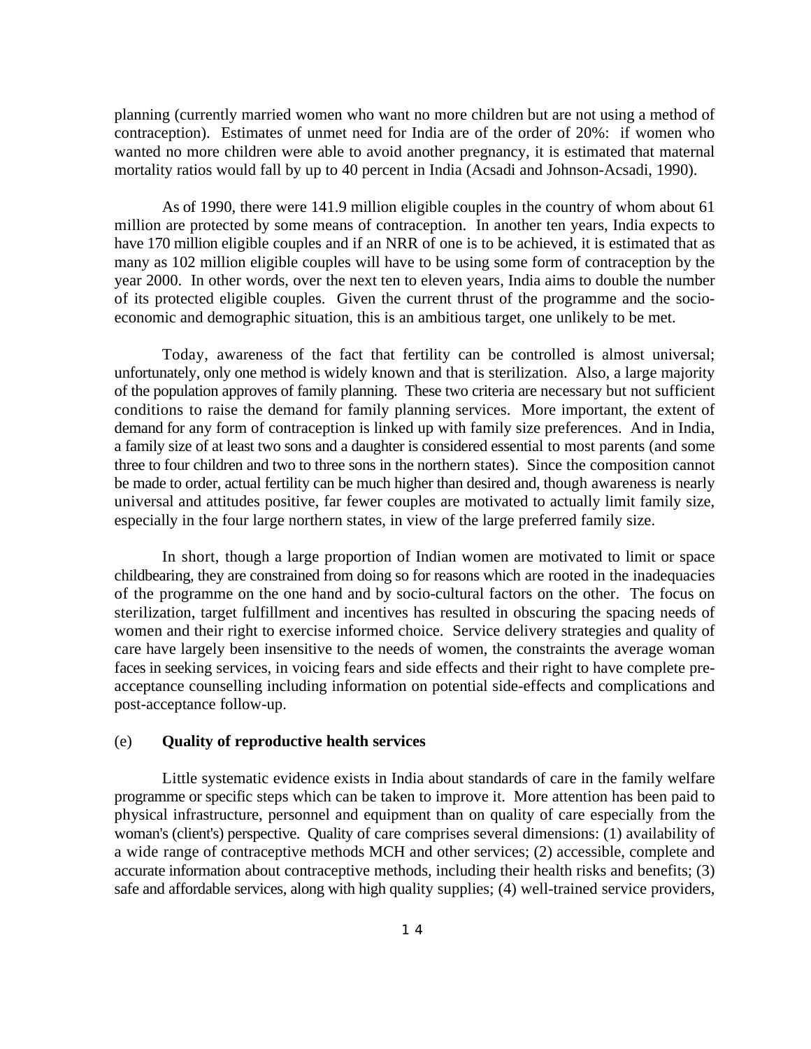planning (currently married women who want no more children but are not using a method of contraception). Estimates of unmet need for India are of the order of 20%: if women who wanted no more children were able to avoid another pregnancy, it is estimated that maternal mortality ratios would fall by up to 40 percent in India (Acsadi and Johnson-Acsadi, 1990).

As of 1990, there were 141.9 million eligible couples in the country of whom about 61 million are protected by some means of contraception. In another ten years, India expects to have 170 million eligible couples and if an NRR of one is to be achieved, it is estimated that as many as 102 million eligible couples will have to be using some form of contraception by the year 2000. In other words, over the next ten to eleven years, India aims to double the number of its protected eligible couples. Given the current thrust of the programme and the socio-economic and demographic situation, this is an ambitious target, one unlikely to be met.

Today, awareness of the fact that fertility can be controlled is almost universal; unfortunately, only one method is widely known and that is sterilization. Also, a large majority of the population approves of family planning. These two criteria are necessary but not sufficient conditions to raise the demand for family planning services. More important, the extent of demand for any form of contraception is linked up with family size preferences. And in India, a family size of at least two sons and a daughter is considered essential to most parents (and some three to four children and two to three sons in the northern states). Since the composition cannot be made to order, actual fertility can be much higher than desired and, though awareness is nearly universal and attitudes positive, far fewer couples are motivated to actually limit family size, especially in the four large northern states, in view of the large preferred family size.

In short, though a large proportion of Indian women are motivated to limit or space childbearing, they are constrained from doing so for reasons which are rooted in the inadequacies of the programme on the one hand and by socio-cultural factors on the other. The focus on sterilization, target fulfillment and incentives has resulted in obscuring the spacing needs of women and their right to exercise informed choice. Service delivery strategies and quality of care have largely been insensitive to the needs of women, the constraints the average woman faces in seeking services, in voicing fears and side effects and their right to have complete pre-acceptance counselling including information on potential side-effects and complications and post-acceptance follow-up.

### (e) **Quality of reproductive health services**

Little systematic evidence exists in India about standards of care in the family welfare programme or specific steps which can be taken to improve it. More attention has been paid to physical infrastructure, personnel and equipment than on quality of care especially from the woman's (client's) perspective. Quality of care comprises several dimensions: (1) availability of a wide range of contraceptive methods MCH and other services; (2) accessible, complete and accurate information about contraceptive methods, including their health risks and benefits; (3) safe and affordable services, along with high quality supplies; (4) well-trained service providers,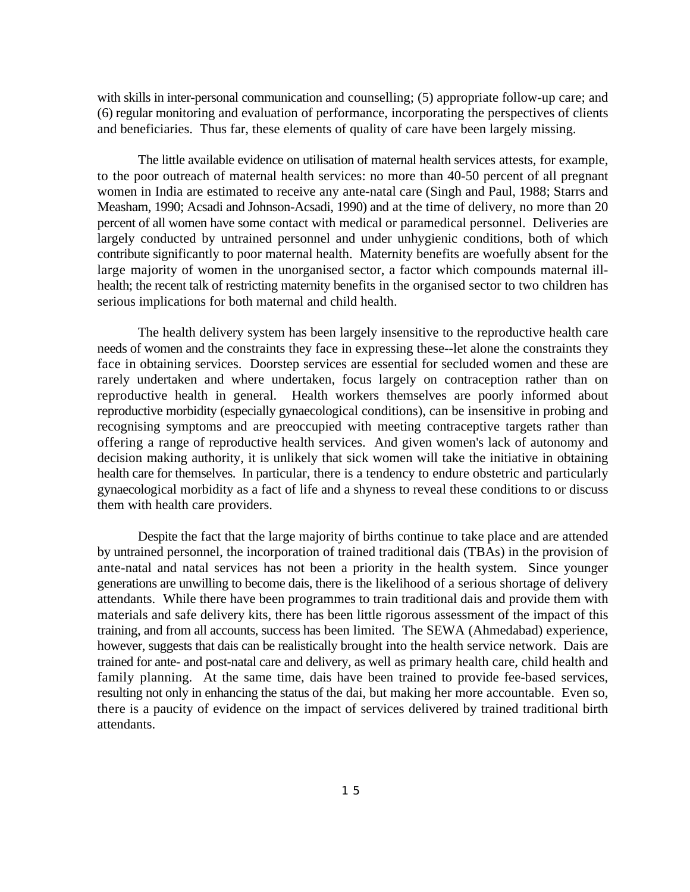with skills in inter-personal communication and counselling; (5) appropriate follow-up care; and (6) regular monitoring and evaluation of performance, incorporating the perspectives of clients and beneficiaries. Thus far, these elements of quality of care have been largely missing.

The little available evidence on utilisation of maternal health services attests, for example, to the poor outreach of maternal health services: no more than 40-50 percent of all pregnant women in India are estimated to receive any ante-natal care (Singh and Paul, 1988; Starrs and Measham, 1990; Acsadi and Johnson-Acsadi, 1990) and at the time of delivery, no more than 20 percent of all women have some contact with medical or paramedical personnel. Deliveries are largely conducted by untrained personnel and under unhygienic conditions, both of which contribute significantly to poor maternal health. Maternity benefits are woefully absent for the large majority of women in the unorganised sector, a factor which compounds maternal ill-health; the recent talk of restricting maternity benefits in the organised sector to two children has serious implications for both maternal and child health.

The health delivery system has been largely insensitive to the reproductive health care needs of women and the constraints they face in expressing these--let alone the constraints they face in obtaining services. Doorstep services are essential for secluded women and these are rarely undertaken and where undertaken, focus largely on contraception rather than on reproductive health in general. Health workers themselves are poorly informed about reproductive morbidity (especially gynaecological conditions), can be insensitive in probing and recognising symptoms and are preoccupied with meeting contraceptive targets rather than offering a range of reproductive health services. And given women's lack of autonomy and decision making authority, it is unlikely that sick women will take the initiative in obtaining health care for themselves. In particular, there is a tendency to endure obstetric and particularly gynaecological morbidity as a fact of life and a shyness to reveal these conditions to or discuss them with health care providers.

Despite the fact that the large majority of births continue to take place and are attended by untrained personnel, the incorporation of trained traditional dais (TBAs) in the provision of ante-natal and natal services has not been a priority in the health system. Since younger generations are unwilling to become dais, there is the likelihood of a serious shortage of delivery attendants. While there have been programmes to train traditional dais and provide them with materials and safe delivery kits, there has been little rigorous assessment of the impact of this training, and from all accounts, success has been limited. The SEWA (Ahmedabad) experience, however, suggests that dais can be realistically brought into the health service network. Dais are trained for ante- and post-natal care and delivery, as well as primary health care, child health and family planning. At the same time, dais have been trained to provide fee-based services, resulting not only in enhancing the status of the dai, but making her more accountable. Even so, there is a paucity of evidence on the impact of services delivered by trained traditional birth attendants.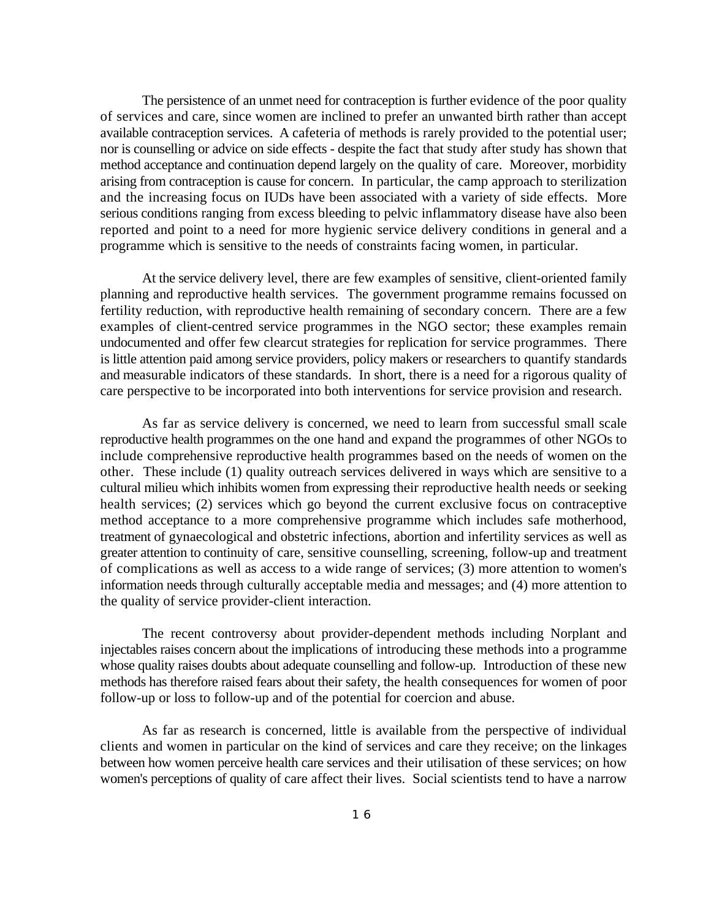The persistence of an unmet need for contraception is further evidence of the poor quality of services and care, since women are inclined to prefer an unwanted birth rather than accept available contraception services. A cafeteria of methods is rarely provided to the potential user; nor is counselling or advice on side effects - despite the fact that study after study has shown that method acceptance and continuation depend largely on the quality of care. Moreover, morbidity arising from contraception is cause for concern. In particular, the camp approach to sterilization and the increasing focus on IUDs have been associated with a variety of side effects. More serious conditions ranging from excess bleeding to pelvic inflammatory disease have also been reported and point to a need for more hygienic service delivery conditions in general and a programme which is sensitive to the needs of constraints facing women, in particular.

At the service delivery level, there are few examples of sensitive, client-oriented family planning and reproductive health services. The government programme remains focussed on fertility reduction, with reproductive health remaining of secondary concern. There are a few examples of client-centred service programmes in the NGO sector; these examples remain undocumented and offer few clearcut strategies for replication for service programmes. There is little attention paid among service providers, policy makers or researchers to quantify standards and measurable indicators of these standards. In short, there is a need for a rigorous quality of care perspective to be incorporated into both interventions for service provision and research.

As far as service delivery is concerned, we need to learn from successful small scale reproductive health programmes on the one hand and expand the programmes of other NGOs to include comprehensive reproductive health programmes based on the needs of women on the other. These include (1) quality outreach services delivered in ways which are sensitive to a cultural milieu which inhibits women from expressing their reproductive health needs or seeking health services; (2) services which go beyond the current exclusive focus on contraceptive method acceptance to a more comprehensive programme which includes safe motherhood, treatment of gynaecological and obstetric infections, abortion and infertility services as well as greater attention to continuity of care, sensitive counselling, screening, follow-up and treatment of complications as well as access to a wide range of services; (3) more attention to women's information needs through culturally acceptable media and messages; and (4) more attention to the quality of service provider-client interaction.

The recent controversy about provider-dependent methods including Norplant and injectables raises concern about the implications of introducing these methods into a programme whose quality raises doubts about adequate counselling and follow-up. Introduction of these new methods has therefore raised fears about their safety, the health consequences for women of poor follow-up or loss to follow-up and of the potential for coercion and abuse.

As far as research is concerned, little is available from the perspective of individual clients and women in particular on the kind of services and care they receive; on the linkages between how women perceive health care services and their utilisation of these services; on how women's perceptions of quality of care affect their lives. Social scientists tend to have a narrow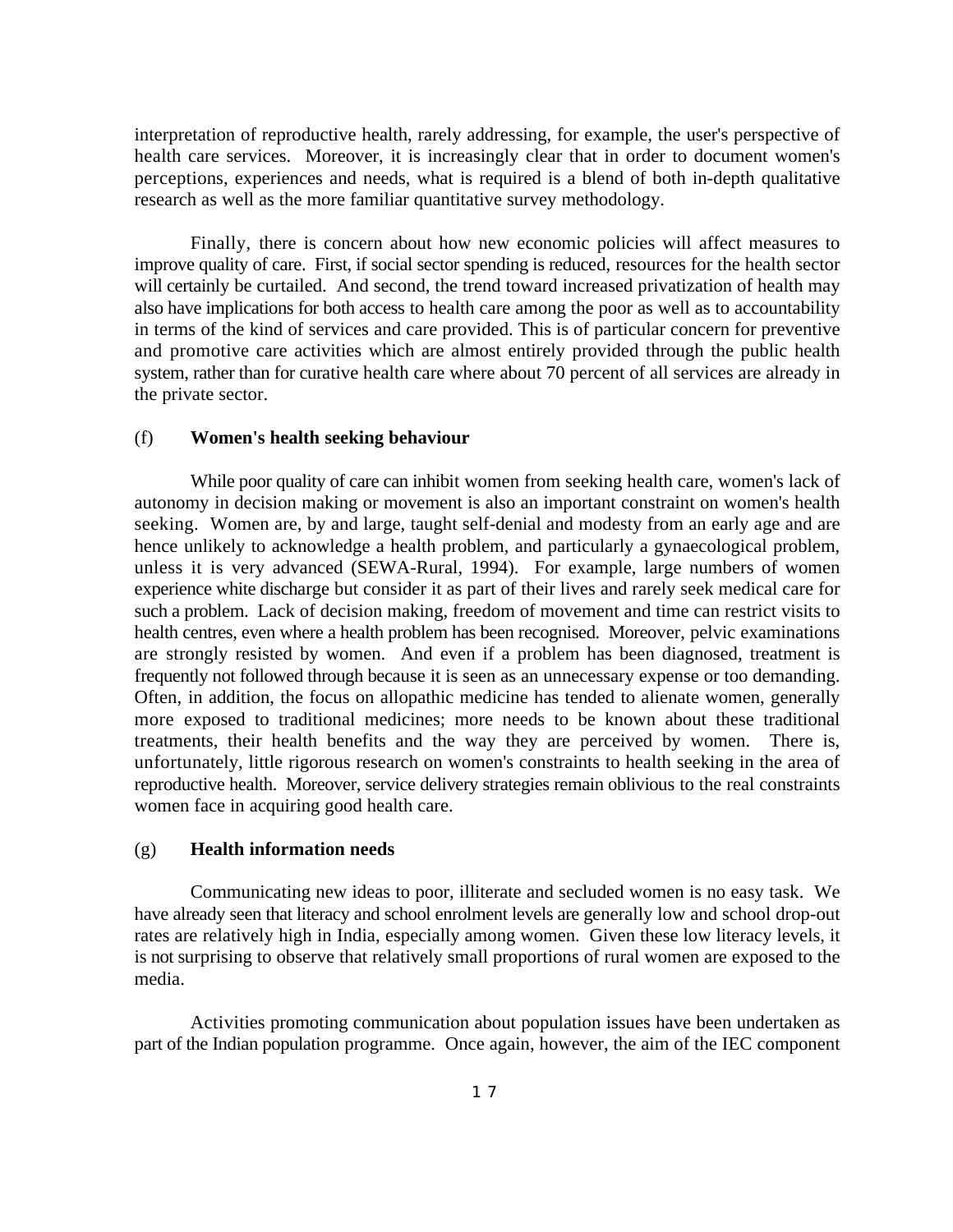interpretation of reproductive health, rarely addressing, for example, the user's perspective of health care services. Moreover, it is increasingly clear that in order to document women's perceptions, experiences and needs, what is required is a blend of both in-depth qualitative research as well as the more familiar quantitative survey methodology.

Finally, there is concern about how new economic policies will affect measures to improve quality of care. First, if social sector spending is reduced, resources for the health sector will certainly be curtailed. And second, the trend toward increased privatization of health may also have implications for both access to health care among the poor as well as to accountability in terms of the kind of services and care provided. This is of particular concern for preventive and promotive care activities which are almost entirely provided through the public health system, rather than for curative health care where about 70 percent of all services are already in the private sector.

### (f) **Women's health seeking behaviour**

While poor quality of care can inhibit women from seeking health care, women's lack of autonomy in decision making or movement is also an important constraint on women's health seeking. Women are, by and large, taught self-denial and modesty from an early age and are hence unlikely to acknowledge a health problem, and particularly a gynaecological problem, unless it is very advanced (SEWA-Rural, 1994). For example, large numbers of women experience white discharge but consider it as part of their lives and rarely seek medical care for such a problem. Lack of decision making, freedom of movement and time can restrict visits to health centres, even where a health problem has been recognised. Moreover, pelvic examinations are strongly resisted by women. And even if a problem has been diagnosed, treatment is frequently not followed through because it is seen as an unnecessary expense or too demanding. Often, in addition, the focus on allopathic medicine has tended to alienate women, generally more exposed to traditional medicines; more needs to be known about these traditional treatments, their health benefits and the way they are perceived by women. There is, unfortunately, little rigorous research on women's constraints to health seeking in the area of reproductive health. Moreover, service delivery strategies remain oblivious to the real constraints women face in acquiring good health care.

### (g) **Health information needs**

Communicating new ideas to poor, illiterate and secluded women is no easy task. We have already seen that literacy and school enrolment levels are generally low and school drop-out rates are relatively high in India, especially among women. Given these low literacy levels, it is not surprising to observe that relatively small proportions of rural women are exposed to the media.

Activities promoting communication about population issues have been undertaken as part of the Indian population programme. Once again, however, the aim of the IEC component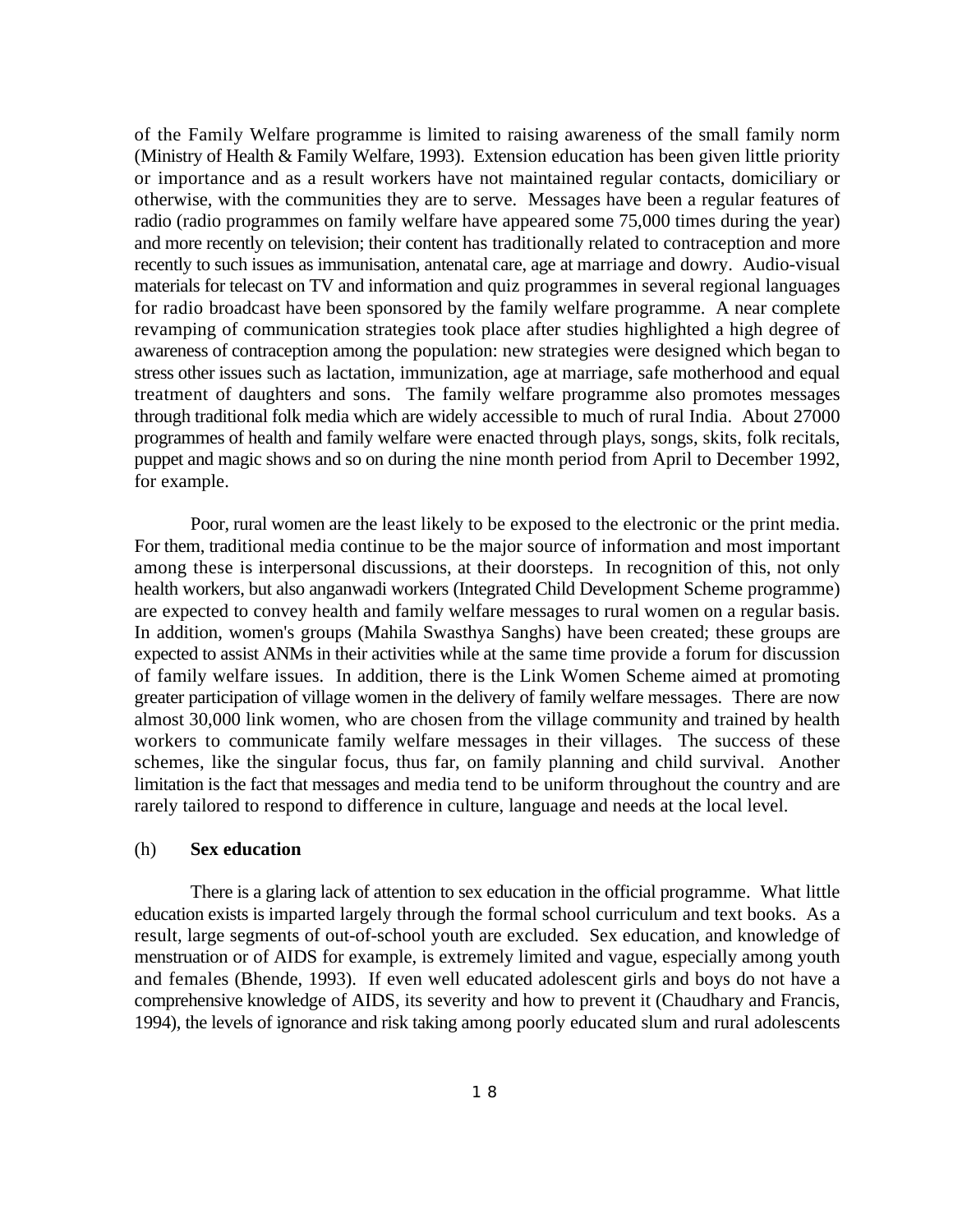of the Family Welfare programme is limited to raising awareness of the small family norm (Ministry of Health & Family Welfare, 1993). Extension education has been given little priority or importance and as a result workers have not maintained regular contacts, domiciliary or otherwise, with the communities they are to serve. Messages have been a regular features of radio (radio programmes on family welfare have appeared some 75,000 times during the year) and more recently on television; their content has traditionally related to contraception and more recently to such issues as immunisation, antenatal care, age at marriage and dowry. Audio-visual materials for telecast on TV and information and quiz programmes in several regional languages for radio broadcast have been sponsored by the family welfare programme. A near complete revamping of communication strategies took place after studies highlighted a high degree of awareness of contraception among the population: new strategies were designed which began to stress other issues such as lactation, immunization, age at marriage, safe motherhood and equal treatment of daughters and sons. The family welfare programme also promotes messages through traditional folk media which are widely accessible to much of rural India. About 27000 programmes of health and family welfare were enacted through plays, songs, skits, folk recitals, puppet and magic shows and so on during the nine month period from April to December 1992, for example.

Poor, rural women are the least likely to be exposed to the electronic or the print media. For them, traditional media continue to be the major source of information and most important among these is interpersonal discussions, at their doorsteps. In recognition of this, not only health workers, but also anganwadi workers (Integrated Child Development Scheme programme) are expected to convey health and family welfare messages to rural women on a regular basis. In addition, women's groups (Mahila Swasthya Sanghs) have been created; these groups are expected to assist ANMs in their activities while at the same time provide a forum for discussion of family welfare issues. In addition, there is the Link Women Scheme aimed at promoting greater participation of village women in the delivery of family welfare messages. There are now almost 30,000 link women, who are chosen from the village community and trained by health workers to communicate family welfare messages in their villages. The success of these schemes, like the singular focus, thus far, on family planning and child survival. Another limitation is the fact that messages and media tend to be uniform throughout the country and are rarely tailored to respond to difference in culture, language and needs at the local level.

(h) **Sex education**

There is a glaring lack of attention to sex education in the official programme. What little education exists is imparted largely through the formal school curriculum and text books. As a result, large segments of out-of-school youth are excluded. Sex education, and knowledge of menstruation or of AIDS for example, is extremely limited and vague, especially among youth and females (Bhende, 1993). If even well educated adolescent girls and boys do not have a comprehensive knowledge of AIDS, its severity and how to prevent it (Chaudhary and Francis, 1994), the levels of ignorance and risk taking among poorly educated slum and rural adolescents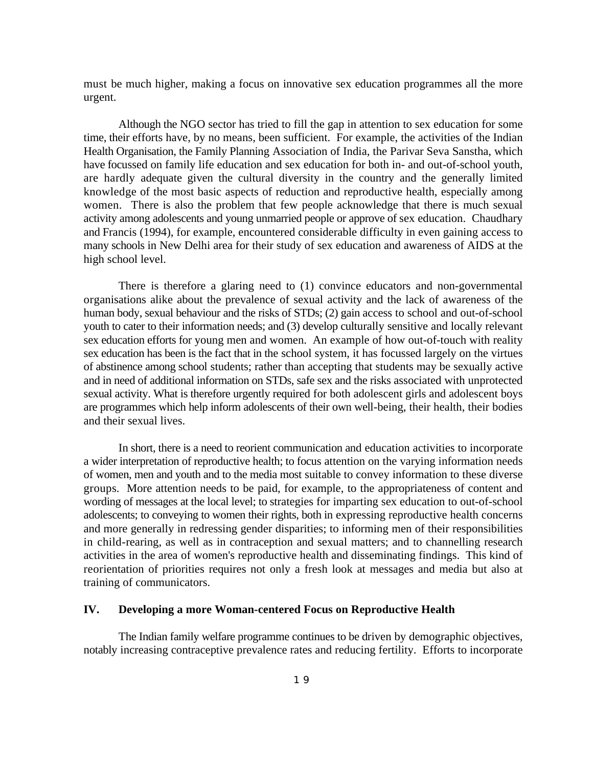must be much higher, making a focus on innovative sex education programmes all the more urgent.

Although the NGO sector has tried to fill the gap in attention to sex education for some time, their efforts have, by no means, been sufficient. For example, the activities of the Indian Health Organisation, the Family Planning Association of India, the Parivar Seva Sanstha, which have focussed on family life education and sex education for both in- and out-of-school youth, are hardly adequate given the cultural diversity in the country and the generally limited knowledge of the most basic aspects of reduction and reproductive health, especially among women. There is also the problem that few people acknowledge that there is much sexual activity among adolescents and young unmarried people or approve of sex education. Chaudhary and Francis (1994), for example, encountered considerable difficulty in even gaining access to many schools in New Delhi area for their study of sex education and awareness of AIDS at the high school level.

There is therefore a glaring need to (1) convince educators and non-governmental organisations alike about the prevalence of sexual activity and the lack of awareness of the human body, sexual behaviour and the risks of STDs; (2) gain access to school and out-of-school youth to cater to their information needs; and (3) develop culturally sensitive and locally relevant sex education efforts for young men and women. An example of how out-of-touch with reality sex education has been is the fact that in the school system, it has focussed largely on the virtues of abstinence among school students; rather than accepting that students may be sexually active and in need of additional information on STDs, safe sex and the risks associated with unprotected sexual activity. What is therefore urgently required for both adolescent girls and adolescent boys are programmes which help inform adolescents of their own well-being, their health, their bodies and their sexual lives.

In short, there is a need to reorient communication and education activities to incorporate a wider interpretation of reproductive health; to focus attention on the varying information needs of women, men and youth and to the media most suitable to convey information to these diverse groups. More attention needs to be paid, for example, to the appropriateness of content and wording of messages at the local level; to strategies for imparting sex education to out-of-school adolescents; to conveying to women their rights, both in expressing reproductive health concerns and more generally in redressing gender disparities; to informing men of their responsibilities in child-rearing, as well as in contraception and sexual matters; and to channelling research activities in the area of women's reproductive health and disseminating findings. This kind of reorientation of priorities requires not only a fresh look at messages and media but also at training of communicators.

## IV. Developing a more Woman-centered Focus on Reproductive Health

The Indian family welfare programme continues to be driven by demographic objectives, notably increasing contraceptive prevalence rates and reducing fertility. Efforts to incorporate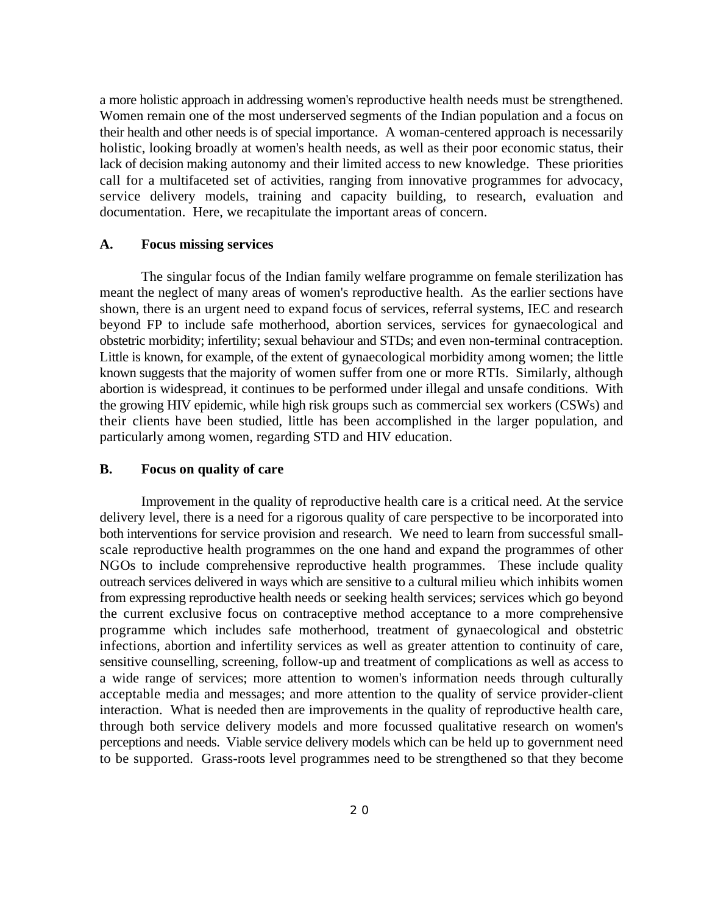a more holistic approach in addressing women's reproductive health needs must be strengthened. Women remain one of the most underserved segments of the Indian population and a focus on their health and other needs is of special importance. A woman-centered approach is necessarily holistic, looking broadly at women's health needs, as well as their poor economic status, their lack of decision making autonomy and their limited access to new knowledge. These priorities call for a multifaceted set of activities, ranging from innovative programmes for advocacy, service delivery models, training and capacity building, to research, evaluation and documentation. Here, we recapitulate the important areas of concern.

### A. Focus missing services

The singular focus of the Indian family welfare programme on female sterilization has meant the neglect of many areas of women's reproductive health. As the earlier sections have shown, there is an urgent need to expand focus of services, referral systems, IEC and research beyond FP to include safe motherhood, abortion services, services for gynaecological and obstetric morbidity; infertility; sexual behaviour and STDs; and even non-terminal contraception. Little is known, for example, of the extent of gynaecological morbidity among women; the little known suggests that the majority of women suffer from one or more RTIs. Similarly, although abortion is widespread, it continues to be performed under illegal and unsafe conditions. With the growing HIV epidemic, while high risk groups such as commercial sex workers (CSWs) and their clients have been studied, little has been accomplished in the larger population, and particularly among women, regarding STD and HIV education.

### B. Focus on quality of care

Improvement in the quality of reproductive health care is a critical need. At the service delivery level, there is a need for a rigorous quality of care perspective to be incorporated into both interventions for service provision and research. We need to learn from successful small-scale reproductive health programmes on the one hand and expand the programmes of other NGOs to include comprehensive reproductive health programmes. These include quality outreach services delivered in ways which are sensitive to a cultural milieu which inhibits women from expressing reproductive health needs or seeking health services; services which go beyond the current exclusive focus on contraceptive method acceptance to a more comprehensive programme which includes safe motherhood, treatment of gynaecological and obstetric infections, abortion and infertility services as well as greater attention to continuity of care, sensitive counselling, screening, follow-up and treatment of complications as well as access to a wide range of services; more attention to women's information needs through culturally acceptable media and messages; and more attention to the quality of service provider-client interaction. What is needed then are improvements in the quality of reproductive health care, through both service delivery models and more focussed qualitative research on women's perceptions and needs. Viable service delivery models which can be held up to government need to be supported. Grass-roots level programmes need to be strengthened so that they become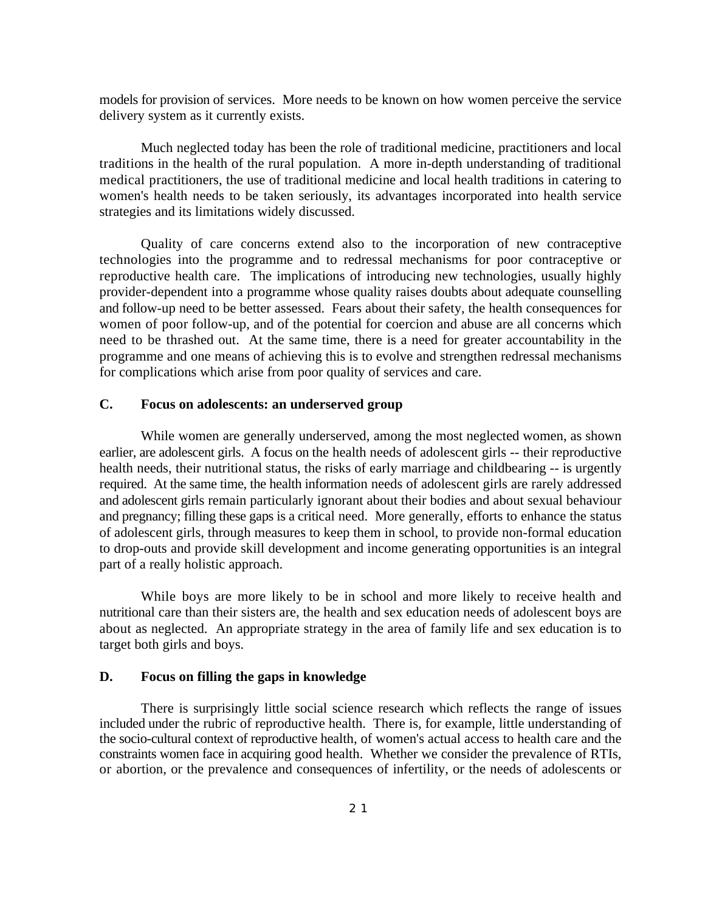models for provision of services. More needs to be known on how women perceive the service delivery system as it currently exists.

Much neglected today has been the role of traditional medicine, practitioners and local traditions in the health of the rural population. A more in-depth understanding of traditional medical practitioners, the use of traditional medicine and local health traditions in catering to women's health needs to be taken seriously, its advantages incorporated into health service strategies and its limitations widely discussed.

Quality of care concerns extend also to the incorporation of new contraceptive technologies into the programme and to redressal mechanisms for poor contraceptive or reproductive health care. The implications of introducing new technologies, usually highly provider-dependent into a programme whose quality raises doubts about adequate counselling and follow-up need to be better assessed. Fears about their safety, the health consequences for women of poor follow-up, and of the potential for coercion and abuse are all concerns which need to be thrashed out. At the same time, there is a need for greater accountability in the programme and one means of achieving this is to evolve and strengthen redressal mechanisms for complications which arise from poor quality of services and care.

### C. Focus on adolescents: an underserved group

While women are generally underserved, among the most neglected women, as shown earlier, are adolescent girls. A focus on the health needs of adolescent girls -- their reproductive health needs, their nutritional status, the risks of early marriage and childbearing -- is urgently required. At the same time, the health information needs of adolescent girls are rarely addressed and adolescent girls remain particularly ignorant about their bodies and about sexual behaviour and pregnancy; filling these gaps is a critical need. More generally, efforts to enhance the status of adolescent girls, through measures to keep them in school, to provide non-formal education to drop-outs and provide skill development and income generating opportunities is an integral part of a really holistic approach.

While boys are more likely to be in school and more likely to receive health and nutritional care than their sisters are, the health and sex education needs of adolescent boys are about as neglected. An appropriate strategy in the area of family life and sex education is to target both girls and boys.

### D. Focus on filling the gaps in knowledge

There is surprisingly little social science research which reflects the range of issues included under the rubric of reproductive health. There is, for example, little understanding of the socio-cultural context of reproductive health, of women's actual access to health care and the constraints women face in acquiring good health. Whether we consider the prevalence of RTIs, or abortion, or the prevalence and consequences of infertility, or the needs of adolescents or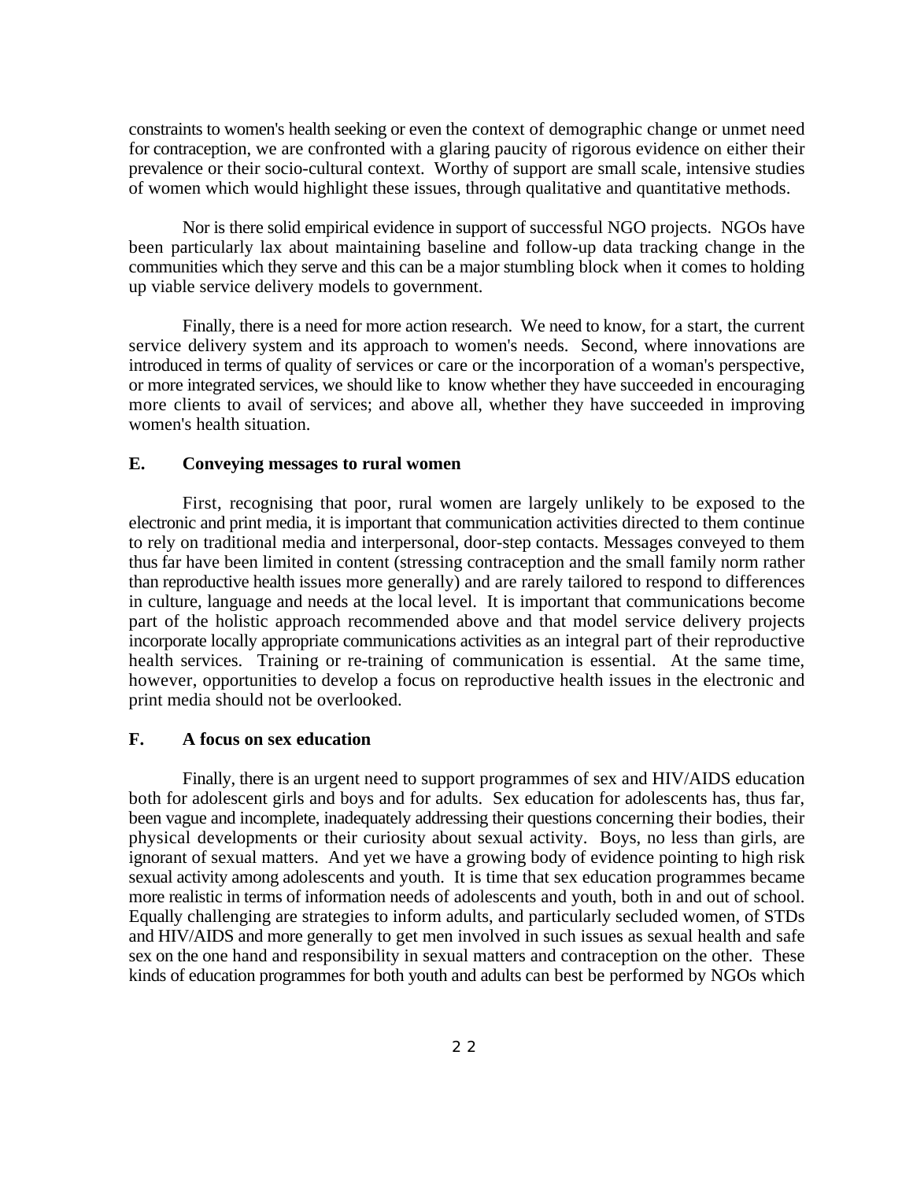constraints to women's health seeking or even the context of demographic change or unmet need for contraception, we are confronted with a glaring paucity of rigorous evidence on either their prevalence or their socio-cultural context. Worthy of support are small scale, intensive studies of women which would highlight these issues, through qualitative and quantitative methods.

Nor is there solid empirical evidence in support of successful NGO projects. NGOs have been particularly lax about maintaining baseline and follow-up data tracking change in the communities which they serve and this can be a major stumbling block when it comes to holding up viable service delivery models to government.

Finally, there is a need for more action research. We need to know, for a start, the current service delivery system and its approach to women's needs. Second, where innovations are introduced in terms of quality of services or care or the incorporation of a woman's perspective, or more integrated services, we should like to know whether they have succeeded in encouraging more clients to avail of services; and above all, whether they have succeeded in improving women's health situation.

### E. Conveying messages to rural women

First, recognising that poor, rural women are largely unlikely to be exposed to the electronic and print media, it is important that communication activities directed to them continue to rely on traditional media and interpersonal, door-step contacts. Messages conveyed to them thus far have been limited in content (stressing contraception and the small family norm rather than reproductive health issues more generally) and are rarely tailored to respond to differences in culture, language and needs at the local level. It is important that communications become part of the holistic approach recommended above and that model service delivery projects incorporate locally appropriate communications activities as an integral part of their reproductive health services. Training or re-training of communication is essential. At the same time, however, opportunities to develop a focus on reproductive health issues in the electronic and print media should not be overlooked.

### F. A focus on sex education

Finally, there is an urgent need to support programmes of sex and HIV/AIDS education both for adolescent girls and boys and for adults. Sex education for adolescents has, thus far, been vague and incomplete, inadequately addressing their questions concerning their bodies, their physical developments or their curiosity about sexual activity. Boys, no less than girls, are ignorant of sexual matters. And yet we have a growing body of evidence pointing to high risk sexual activity among adolescents and youth. It is time that sex education programmes became more realistic in terms of information needs of adolescents and youth, both in and out of school. Equally challenging are strategies to inform adults, and particularly secluded women, of STDs and HIV/AIDS and more generally to get men involved in such issues as sexual health and safe sex on the one hand and responsibility in sexual matters and contraception on the other. These kinds of education programmes for both youth and adults can best be performed by NGOs which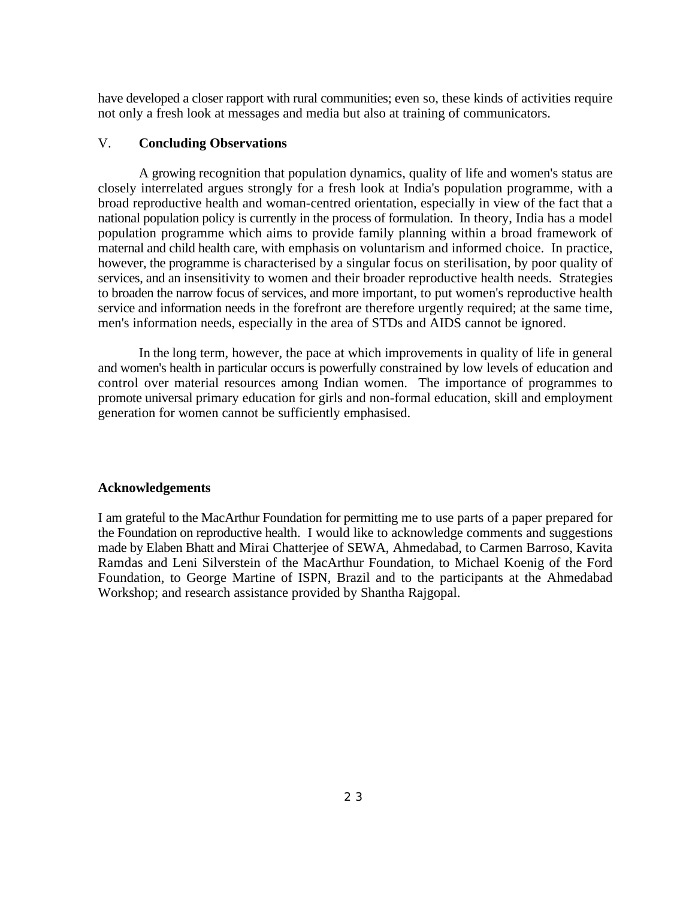have developed a closer rapport with rural communities; even so, these kinds of activities require not only a fresh look at messages and media but also at training of communicators.

## V. Concluding Observations

A growing recognition that population dynamics, quality of life and women's status are closely interrelated argues strongly for a fresh look at India's population programme, with a broad reproductive health and woman-centred orientation, especially in view of the fact that a national population policy is currently in the process of formulation. In theory, India has a model population programme which aims to provide family planning within a broad framework of maternal and child health care, with emphasis on voluntarism and informed choice. In practice, however, the programme is characterised by a singular focus on sterilisation, by poor quality of services, and an insensitivity to women and their broader reproductive health needs. Strategies to broaden the narrow focus of services, and more important, to put women's reproductive health service and information needs in the forefront are therefore urgently required; at the same time, men's information needs, especially in the area of STDs and AIDS cannot be ignored.

In the long term, however, the pace at which improvements in quality of life in general and women's health in particular occurs is powerfully constrained by low levels of education and control over material resources among Indian women. The importance of programmes to promote universal primary education for girls and non-formal education, skill and employment generation for women cannot be sufficiently emphasised.

## Acknowledgements

I am grateful to the MacArthur Foundation for permitting me to use parts of a paper prepared for the Foundation on reproductive health. I would like to acknowledge comments and suggestions made by Elaben Bhatt and Mirai Chatterjee of SEWA, Ahmedabad, to Carmen Barroso, Kavita Ramdas and Leni Silverstein of the MacArthur Foundation, to Michael Koenig of the Ford Foundation, to George Martine of ISPN, Brazil and to the participants at the Ahmedabad Workshop; and research assistance provided by Shantha Rajgopal.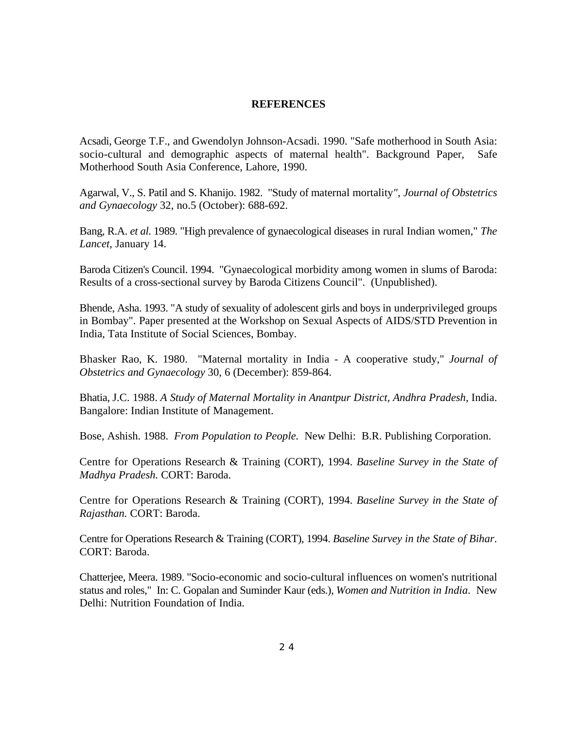## REFERENCES

Acsadi, George T.F., and Gwendolyn Johnson-Acsadi. 1990. "Safe motherhood in South Asia: socio-cultural and demographic aspects of maternal health". Background Paper, Safe Motherhood South Asia Conference, Lahore, 1990.

Agarwal, V., S. Patil and S. Khanijo. 1982. "Study of maternal mortality", *Journal of Obstetrics and Gynaecology* 32, no.5 (October): 688-692.

Bang, R.A. *et al.* 1989. "High prevalence of gynaecological diseases in rural Indian women," *The Lancet*, January 14.

Baroda Citizen's Council. 1994. "Gynaecological morbidity among women in slums of Baroda: Results of a cross-sectional survey by Baroda Citizens Council". (Unpublished).

Bhende, Asha. 1993. "A study of sexuality of adolescent girls and boys in underprivileged groups in Bombay". Paper presented at the Workshop on Sexual Aspects of AIDS/STD Prevention in India, Tata Institute of Social Sciences, Bombay.

Bhasker Rao, K. 1980. "Maternal mortality in India - A cooperative study," *Journal of Obstetrics and Gynaecology* 30, 6 (December): 859-864.

Bhatia, J.C. 1988. *A Study of Maternal Mortality in Anantpur District, Andhra Pradesh*, India. Bangalore: Indian Institute of Management.

Bose, Ashish. 1988. *From Population to People.* New Delhi: B.R. Publishing Corporation.

Centre for Operations Research & Training (CORT), 1994. *Baseline Survey in the State of Madhya Pradesh.* CORT: Baroda.

Centre for Operations Research & Training (CORT), 1994. *Baseline Survey in the State of Rajasthan.* CORT: Baroda.

Centre for Operations Research & Training (CORT), 1994. *Baseline Survey in the State of Bihar*. CORT: Baroda.

Chatterjee, Meera. 1989. "Socio-economic and socio-cultural influences on women's nutritional status and roles," In: C. Gopalan and Suminder Kaur (eds.), *Women and Nutrition in India*. New Delhi: Nutrition Foundation of India.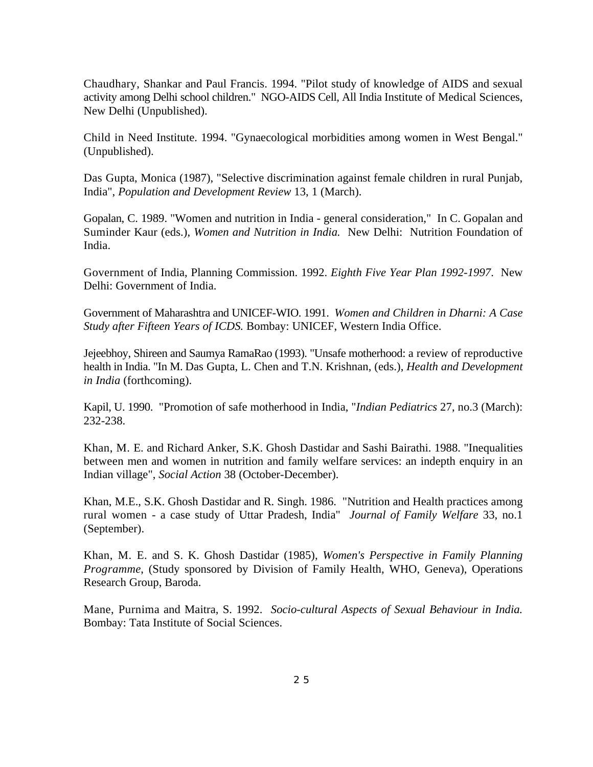Chaudhary, Shankar and Paul Francis. 1994. "Pilot study of knowledge of AIDS and sexual activity among Delhi school children." NGO-AIDS Cell, All India Institute of Medical Sciences, New Delhi (Unpublished).

Child in Need Institute. 1994. "Gynaecological morbidities among women in West Bengal." (Unpublished).

Das Gupta, Monica (1987), "Selective discrimination against female children in rural Punjab, India", *Population and Development Review* 13, 1 (March).

Gopalan, C. 1989. "Women and nutrition in India - general consideration," In C. Gopalan and Suminder Kaur (eds.), *Women and Nutrition in India.* New Delhi: Nutrition Foundation of India.

Government of India, Planning Commission. 1992. *Eighth Five Year Plan 1992-1997*. New Delhi: Government of India.

Government of Maharashtra and UNICEF-WIO. 1991. *Women and Children in Dharni: A Case Study after Fifteen Years of ICDS.* Bombay: UNICEF, Western India Office.

Jejeebhoy, Shireen and Saumya RamaRao (1993). "Unsafe motherhood: a review of reproductive health in India. "In M. Das Gupta, L. Chen and T.N. Krishnan, (eds.), *Health and Development in India* (forthcoming).

Kapil, U. 1990. "Promotion of safe motherhood in India, "*Indian Pediatrics* 27, no.3 (March): 232-238.

Khan, M. E. and Richard Anker, S.K. Ghosh Dastidar and Sashi Bairathi. 1988. "Inequalities between men and women in nutrition and family welfare services: an indepth enquiry in an Indian village", *Social Action* 38 (October-December).

Khan, M.E., S.K. Ghosh Dastidar and R. Singh. 1986. "Nutrition and Health practices among rural women - a case study of Uttar Pradesh, India" *Journal of Family Welfare* 33, no.1 (September).

Khan, M. E. and S. K. Ghosh Dastidar (1985), *Women's Perspective in Family Planning Programme*, (Study sponsored by Division of Family Health, WHO, Geneva), Operations Research Group, Baroda.

Mane, Purnima and Maitra, S. 1992. *Socio-cultural Aspects of Sexual Behaviour in India.* Bombay: Tata Institute of Social Sciences.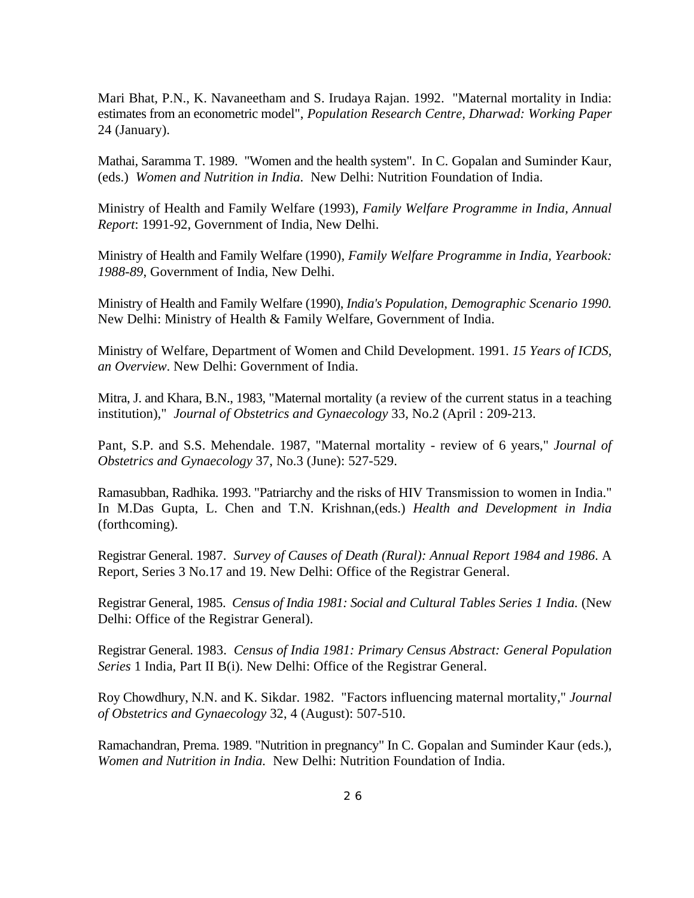Mari Bhat, P.N., K. Navaneetham and S. Irudaya Rajan. 1992. "Maternal mortality in India: estimates from an econometric model", *Population Research Centre, Dharwad: Working Paper* 24 (January).

Mathai, Saramma T. 1989. "Women and the health system". In C. Gopalan and Suminder Kaur, (eds.) *Women and Nutrition in India*. New Delhi: Nutrition Foundation of India.

Ministry of Health and Family Welfare (1993), *Family Welfare Programme in India, Annual Report*: 1991-92, Government of India, New Delhi.

Ministry of Health and Family Welfare (1990), *Family Welfare Programme in India, Yearbook: 1988-89*, Government of India, New Delhi.

Ministry of Health and Family Welfare (1990), *India's Population, Demographic Scenario 1990.* New Delhi: Ministry of Health & Family Welfare, Government of India.

Ministry of Welfare, Department of Women and Child Development. 1991. *15 Years of ICDS, an Overview*. New Delhi: Government of India.

Mitra, J. and Khara, B.N., 1983, "Maternal mortality (a review of the current status in a teaching institution)," *Journal of Obstetrics and Gynaecology* 33, No.2 (April : 209-213.

Pant, S.P. and S.S. Mehendale. 1987, "Maternal mortality - review of 6 years," *Journal of Obstetrics and Gynaecology* 37, No.3 (June): 527-529.

Ramasubban, Radhika. 1993. "Patriarchy and the risks of HIV Transmission to women in India." In M.Das Gupta, L. Chen and T.N. Krishnan,(eds.) *Health and Development in India* (forthcoming).

Registrar General. 1987. *Survey of Causes of Death (Rural): Annual Report 1984 and 1986*. A Report, Series 3 No.17 and 19. New Delhi: Office of the Registrar General.

Registrar General, 1985. *Census of India 1981: Social and Cultural Tables Series 1 India*. (New Delhi: Office of the Registrar General).

Registrar General. 1983. *Census of India 1981: Primary Census Abstract: General Population Series* 1 India, Part II B(i). New Delhi: Office of the Registrar General.

Roy Chowdhury, N.N. and K. Sikdar. 1982. "Factors influencing maternal mortality," *Journal of Obstetrics and Gynaecology* 32, 4 (August): 507-510.

Ramachandran, Prema. 1989. "Nutrition in pregnancy" In C. Gopalan and Suminder Kaur (eds.), *Women and Nutrition in India.* New Delhi: Nutrition Foundation of India.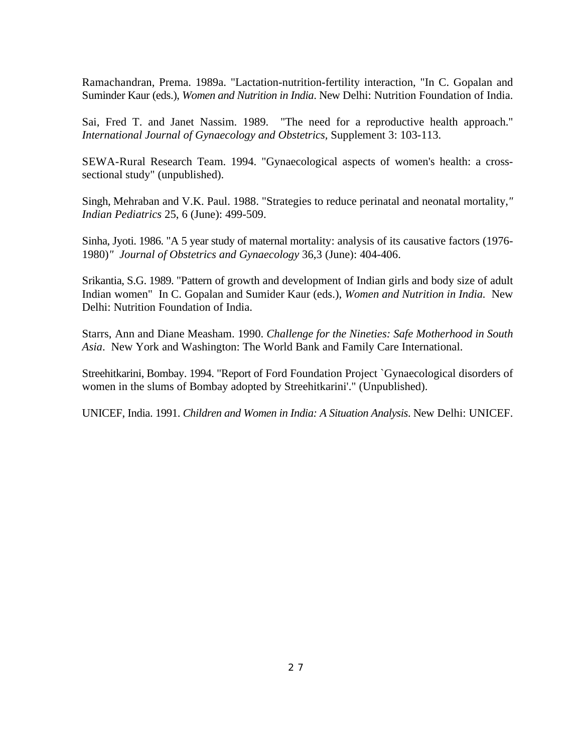Ramachandran, Prema. 1989a. "Lactation-nutrition-fertility interaction, "In C. Gopalan and Suminder Kaur (eds.), *Women and Nutrition in India*. New Delhi: Nutrition Foundation of India.

Sai, Fred T. and Janet Nassim. 1989. "The need for a reproductive health approach." *International Journal of Gynaecology and Obstetrics*, Supplement 3: 103-113.

SEWA-Rural Research Team. 1994. "Gynaecological aspects of women's health: a cross-sectional study" (unpublished).

Singh, Mehraban and V.K. Paul. 1988. "Strategies to reduce perinatal and neonatal mortality," *Indian Pediatrics* 25, 6 (June): 499-509.

Sinha, Jyoti. 1986. "A 5 year study of maternal mortality: analysis of its causative factors (1976-1980)" *Journal of Obstetrics and Gynaecology* 36,3 (June): 404-406.

Srikantia, S.G. 1989. "Pattern of growth and development of Indian girls and body size of adult Indian women" In C. Gopalan and Sumider Kaur (eds.), *Women and Nutrition in India*. New Delhi: Nutrition Foundation of India.

Starrs, Ann and Diane Measham. 1990. *Challenge for the Nineties: Safe Motherhood in South Asia*. New York and Washington: The World Bank and Family Care International.

Streehitkarini, Bombay. 1994. "Report of Ford Foundation Project `Gynaecological disorders of women in the slums of Bombay adopted by Streehitkarini'." (Unpublished).

UNICEF, India. 1991. *Children and Women in India: A Situation Analysis*. New Delhi: UNICEF.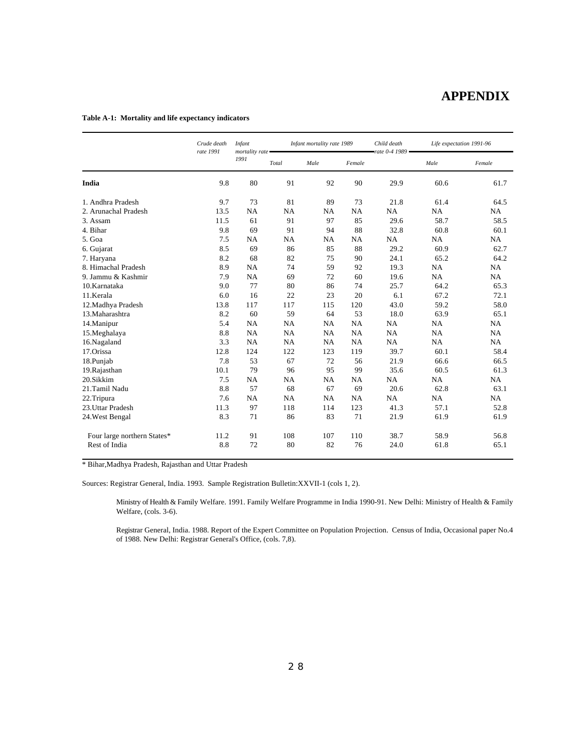# APPENDIX

**Table A-1: Mortality and life expectancy indicators**

| | *Crude death rate 1991* | *Infant mortality rate 1991* | *Infant mortality rate 1989* | | | *Child death rate 0-4 1989* | *Life expectation 1991-96* | |
|---|---|---|---|---|---|---|---|---|
| | | | *Total* | *Male* | *Female* | | *Male* | *Female* |
| **India** | 9.8 | 80 | 91 | 92 | 90 | 29.9 | 60.6 | 61.7 |
| 1. Andhra Pradesh | 9.7 | 73 | 81 | 89 | 73 | 21.8 | 61.4 | 64.5 |
| 2. Arunachal Pradesh | 13.5 | NA | NA | NA | NA | NA | NA | NA |
| 3. Assam | 11.5 | 61 | 91 | 97 | 85 | 29.6 | 58.7 | 58.5 |
| 4. Bihar | 9.8 | 69 | 91 | 94 | 88 | 32.8 | 60.8 | 60.1 |
| 5. Goa | 7.5 | NA | NA | NA | NA | NA | NA | NA |
| 6. Gujarat | 8.5 | 69 | 86 | 85 | 88 | 29.2 | 60.9 | 62.7 |
| 7. Haryana | 8.2 | 68 | 82 | 75 | 90 | 24.1 | 65.2 | 64.2 |
| 8. Himachal Pradesh | 8.9 | NA | 74 | 59 | 92 | 19.3 | NA | NA |
| 9. Jammu & Kashmir | 7.9 | NA | 69 | 72 | 60 | 19.6 | NA | NA |
| 10.Karnataka | 9.0 | 77 | 80 | 86 | 74 | 25.7 | 64.2 | 65.3 |
| 11.Kerala | 6.0 | 16 | 22 | 23 | 20 | 6.1 | 67.2 | 72.1 |
| 12.Madhya Pradesh | 13.8 | 117 | 117 | 115 | 120 | 43.0 | 59.2 | 58.0 |
| 13.Maharashtra | 8.2 | 60 | 59 | 64 | 53 | 18.0 | 63.9 | 65.1 |
| 14.Manipur | 5.4 | NA | NA | NA | NA | NA | NA | NA |
| 15.Meghalaya | 8.8 | NA | NA | NA | NA | NA | NA | NA |
| 16.Nagaland | 3.3 | NA | NA | NA | NA | NA | NA | NA |
| 17.Orissa | 12.8 | 124 | 122 | 123 | 119 | 39.7 | 60.1 | 58.4 |
| 18.Punjab | 7.8 | 53 | 67 | 72 | 56 | 21.9 | 66.6 | 66.5 |
| 19.Rajasthan | 10.1 | 79 | 96 | 95 | 99 | 35.6 | 60.5 | 61.3 |
| 20.Sikkim | 7.5 | NA | NA | NA | NA | NA | NA | NA |
| 21.Tamil Nadu | 8.8 | 57 | 68 | 67 | 69 | 20.6 | 62.8 | 63.1 |
| 22.Tripura | 7.6 | NA | NA | NA | NA | NA | NA | NA |
| 23.Uttar Pradesh | 11.3 | 97 | 118 | 114 | 123 | 41.3 | 57.1 | 52.8 |
| 24.West Bengal | 8.3 | 71 | 86 | 83 | 71 | 21.9 | 61.9 | 61.9 |
| Four large northern States* | 11.2 | 91 | 108 | 107 | 110 | 38.7 | 58.9 | 56.8 |
| Rest of India | 8.8 | 72 | 80 | 82 | 76 | 24.0 | 61.8 | 65.1 |

* Bihar,Madhya Pradesh, Rajasthan and Uttar Pradesh

Sources: Registrar General, India. 1993. Sample Registration Bulletin:XXVII-1 (cols 1, 2).

Ministry of Health & Family Welfare. 1991. Family Welfare Programme in India 1990-91. New Delhi: Ministry of Health & Family Welfare, (cols. 3-6).

Registrar General, India. 1988. Report of the Expert Committee on Population Projection. Census of India, Occasional paper No.4 of 1988. New Delhi: Registrar General's Office, (cols. 7,8).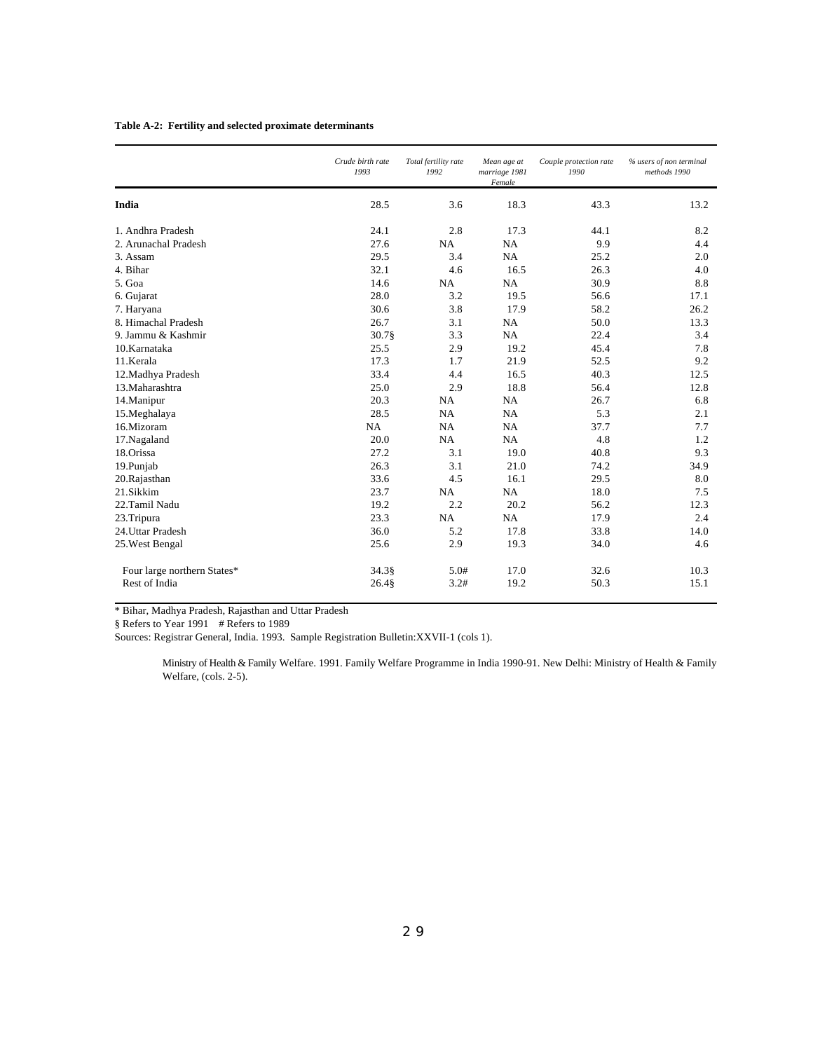**Table A-2: Fertility and selected proximate determinants**

| | *Crude birth rate 1993* | *Total fertility rate 1992* | *Mean age at marriage 1981 Female* | *Couple protection rate 1990* | *% users of non terminal methods 1990* |
|---|---|---|---|---|---|
| **India** | 28.5 | 3.6 | 18.3 | 43.3 | 13.2 |
| 1. Andhra Pradesh | 24.1 | 2.8 | 17.3 | 44.1 | 8.2 |
| 2. Arunachal Pradesh | 27.6 | NA | NA | 9.9 | 4.4 |
| 3. Assam | 29.5 | 3.4 | NA | 25.2 | 2.0 |
| 4. Bihar | 32.1 | 4.6 | 16.5 | 26.3 | 4.0 |
| 5. Goa | 14.6 | NA | NA | 30.9 | 8.8 |
| 6. Gujarat | 28.0 | 3.2 | 19.5 | 56.6 | 17.1 |
| 7. Haryana | 30.6 | 3.8 | 17.9 | 58.2 | 26.2 |
| 8. Himachal Pradesh | 26.7 | 3.1 | NA | 50.0 | 13.3 |
| 9. Jammu & Kashmir | 30.7§ | 3.3 | NA | 22.4 | 3.4 |
| 10.Karnataka | 25.5 | 2.9 | 19.2 | 45.4 | 7.8 |
| 11.Kerala | 17.3 | 1.7 | 21.9 | 52.5 | 9.2 |
| 12.Madhya Pradesh | 33.4 | 4.4 | 16.5 | 40.3 | 12.5 |
| 13.Maharashtra | 25.0 | 2.9 | 18.8 | 56.4 | 12.8 |
| 14.Manipur | 20.3 | NA | NA | 26.7 | 6.8 |
| 15.Meghalaya | 28.5 | NA | NA | 5.3 | 2.1 |
| 16.Mizoram | NA | NA | NA | 37.7 | 7.7 |
| 17.Nagaland | 20.0 | NA | NA | 4.8 | 1.2 |
| 18.Orissa | 27.2 | 3.1 | 19.0 | 40.8 | 9.3 |
| 19.Punjab | 26.3 | 3.1 | 21.0 | 74.2 | 34.9 |
| 20.Rajasthan | 33.6 | 4.5 | 16.1 | 29.5 | 8.0 |
| 21.Sikkim | 23.7 | NA | NA | 18.0 | 7.5 |
| 22.Tamil Nadu | 19.2 | 2.2 | 20.2 | 56.2 | 12.3 |
| 23.Tripura | 23.3 | NA | NA | 17.9 | 2.4 |
| 24.Uttar Pradesh | 36.0 | 5.2 | 17.8 | 33.8 | 14.0 |
| 25.West Bengal | 25.6 | 2.9 | 19.3 | 34.0 | 4.6 |
| Four large northern States* | 34.3§ | 5.0# | 17.0 | 32.6 | 10.3 |
| Rest of India | 26.4§ | 3.2# | 19.2 | 50.3 | 15.1 |

* Bihar, Madhya Pradesh, Rajasthan and Uttar Pradesh

§ Refers to Year 1991 # Refers to 1989

Sources: Registrar General, India. 1993. Sample Registration Bulletin:XXVII-1 (cols 1).

Ministry of Health & Family Welfare. 1991. Family Welfare Programme in India 1990-91. New Delhi: Ministry of Health & Family Welfare, (cols. 2-5).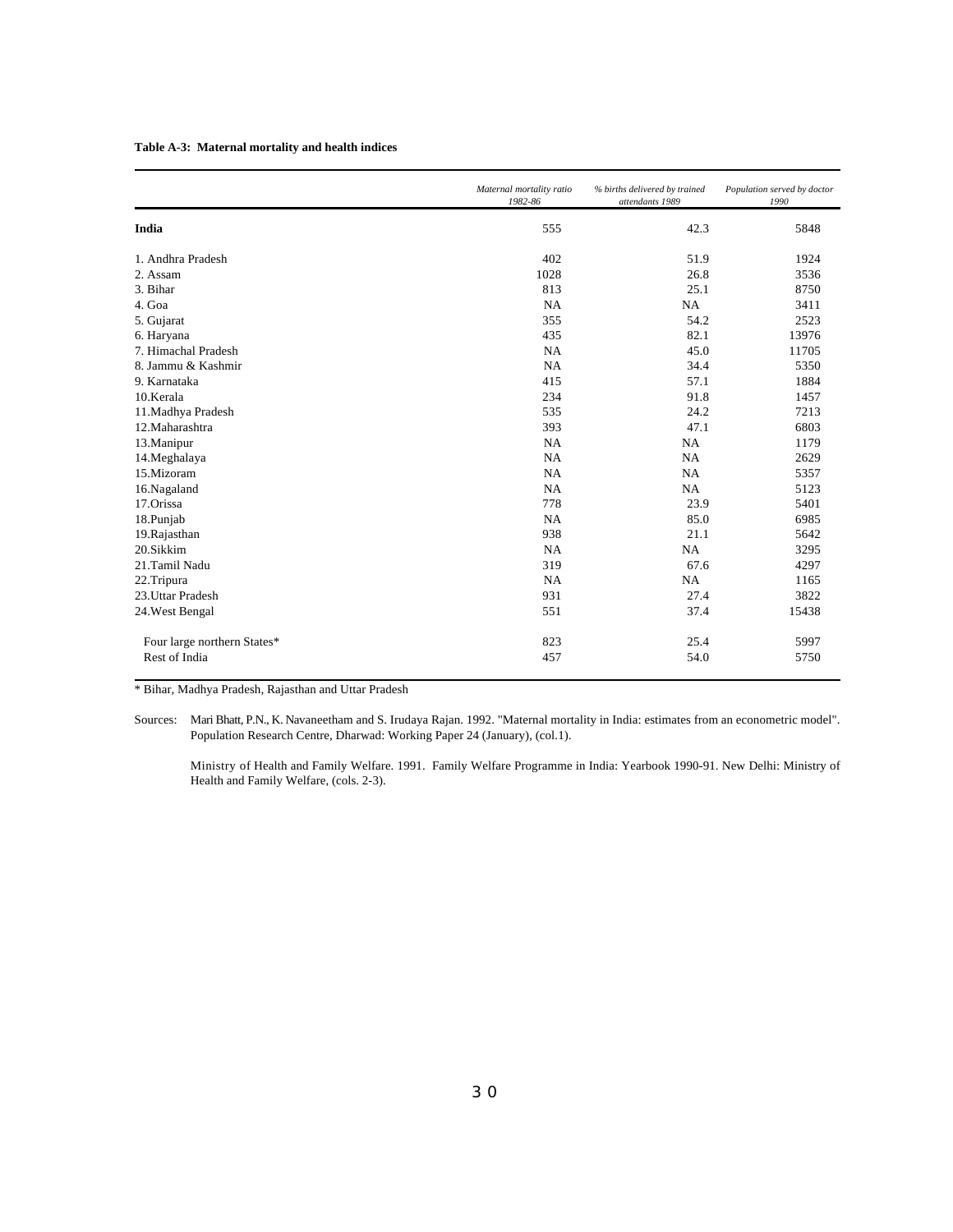**Table A-3: Maternal mortality and health indices**

| | *Maternal mortality ratio 1982-86* | *% births delivered by trained attendants 1989* | *Population served by doctor 1990* |
|---|---|---|---|
| **India** | 555 | 42.3 | 5848 |
| 1. Andhra Pradesh | 402 | 51.9 | 1924 |
| 2. Assam | 1028 | 26.8 | 3536 |
| 3. Bihar | 813 | 25.1 | 8750 |
| 4. Goa | NA | NA | 3411 |
| 5. Gujarat | 355 | 54.2 | 2523 |
| 6. Haryana | 435 | 82.1 | 13976 |
| 7. Himachal Pradesh | NA | 45.0 | 11705 |
| 8. Jammu & Kashmir | NA | 34.4 | 5350 |
| 9. Karnataka | 415 | 57.1 | 1884 |
| 10.Kerala | 234 | 91.8 | 1457 |
| 11.Madhya Pradesh | 535 | 24.2 | 7213 |
| 12.Maharashtra | 393 | 47.1 | 6803 |
| 13.Manipur | NA | NA | 1179 |
| 14.Meghalaya | NA | NA | 2629 |
| 15.Mizoram | NA | NA | 5357 |
| 16.Nagaland | NA | NA | 5123 |
| 17.Orissa | 778 | 23.9 | 5401 |
| 18.Punjab | NA | 85.0 | 6985 |
| 19.Rajasthan | 938 | 21.1 | 5642 |
| 20.Sikkim | NA | NA | 3295 |
| 21.Tamil Nadu | 319 | 67.6 | 4297 |
| 22.Tripura | NA | NA | 1165 |
| 23.Uttar Pradesh | 931 | 27.4 | 3822 |
| 24.West Bengal | 551 | 37.4 | 15438 |
| Four large northern States* | 823 | 25.4 | 5997 |
| Rest of India | 457 | 54.0 | 5750 |

* Bihar, Madhya Pradesh, Rajasthan and Uttar Pradesh

Sources: Mari Bhatt, P.N., K. Navaneetham and S. Irudaya Rajan. 1992. "Maternal mortality in India: estimates from an econometric model". Population Research Centre, Dharwad: Working Paper 24 (January), (col.1).

Ministry of Health and Family Welfare. 1991. Family Welfare Programme in India: Yearbook 1990-91. New Delhi: Ministry of Health and Family Welfare, (cols. 2-3).